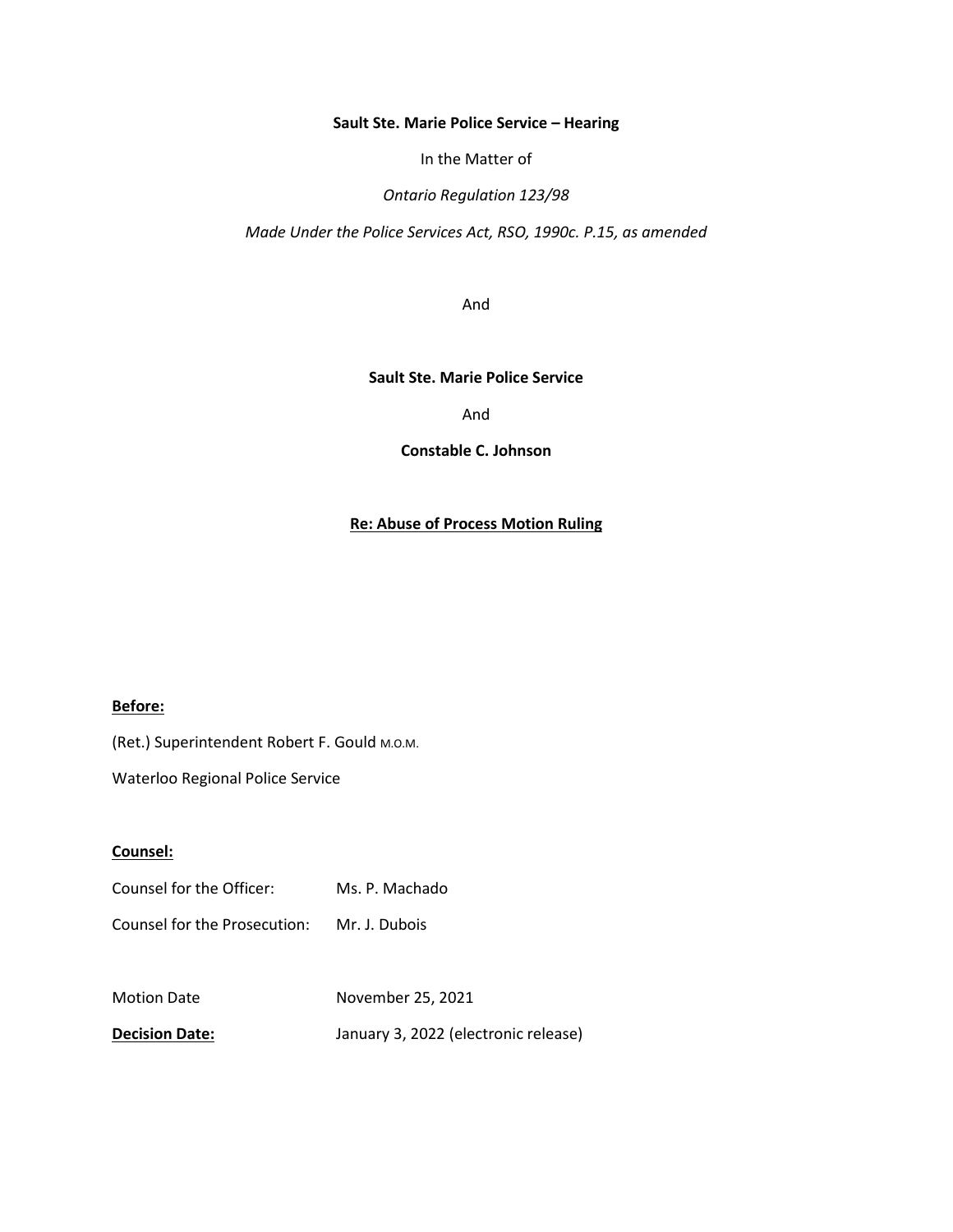**Sault Ste. Marie Police Service – Hearing**

In the Matter of

*Ontario Regulation 123/98*

*Made Under the Police Services Act, RSO, 1990c. P.15, as amended*

And

**Sault Ste. Marie Police Service**

And

**Constable C. Johnson**

**Re: Abuse of Process Motion Ruling**

**Before:**

(Ret.) Superintendent Robert F. Gould M.O.M.

Waterloo Regional Police Service

**Counsel:**

Counsel for the Officer: Ms. P. Machado

Counsel for the Prosecution: Mr. J. Dubois

Motion Date November 25, 2021

**Decision Date:** January 3, 2022 (electronic release)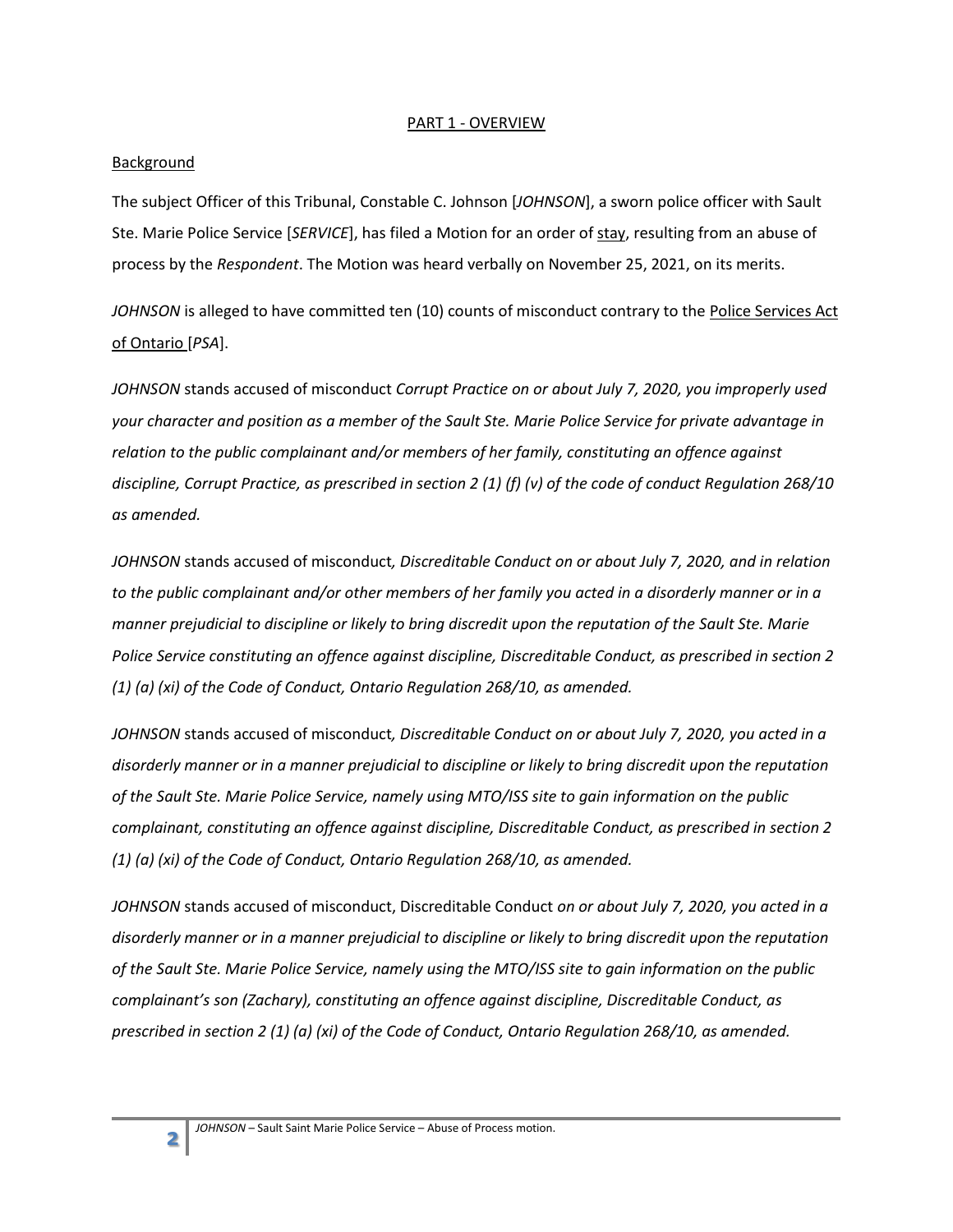PART 1 - OVERVIEW

Background

The subject Officer of this Tribunal, Constable C. Johnson [*JOHNSON*], a sworn police officer with Sault Ste. Marie Police Service [*SERVICE*], has filed a Motion for an order of stay, resulting from an abuse of process by the *Respondent*. The Motion was heard verbally on November 25, 2021, on its merits.

*JOHNSON* is alleged to have committed ten (10) counts of misconduct contrary to the Police Services Act of Ontario [*PSA*].

*JOHNSON* stands accused of misconduct *Corrupt Practice on or about July 7, 2020, you improperly used your character and position as a member of the Sault Ste. Marie Police Service for private advantage in relation to the public complainant and/or members of her family, constituting an offence against discipline, Corrupt Practice, as prescribed in section 2 (1) (f) (v) of the code of conduct Regulation 268/10 as amended.*

*JOHNSON* stands accused of misconduct*, Discreditable Conduct on or about July 7, 2020, and in relation to the public complainant and/or other members of her family you acted in a disorderly manner or in a manner prejudicial to discipline or likely to bring discredit upon the reputation of the Sault Ste. Marie Police Service constituting an offence against discipline, Discreditable Conduct, as prescribed in section 2 (1) (a) (xi) of the Code of Conduct, Ontario Regulation 268/10, as amended.*

*JOHNSON* stands accused of misconduct*, Discreditable Conduct on or about July 7, 2020, you acted in a disorderly manner or in a manner prejudicial to discipline or likely to bring discredit upon the reputation of the Sault Ste. Marie Police Service, namely using MTO/ISS site to gain information on the public complainant, constituting an offence against discipline, Discreditable Conduct, as prescribed in section 2 (1) (a) (xi) of the Code of Conduct, Ontario Regulation 268/10, as amended.*

*JOHNSON* stands accused of misconduct, Discreditable Conduct *on or about July 7, 2020, you acted in a disorderly manner or in a manner prejudicial to discipline or likely to bring discredit upon the reputation of the Sault Ste. Marie Police Service, namely using the MTO/ISS site to gain information on the public complainant's son (Zachary), constituting an offence against discipline, Discreditable Conduct, as prescribed in section 2 (1) (a) (xi) of the Code of Conduct, Ontario Regulation 268/10, as amended.*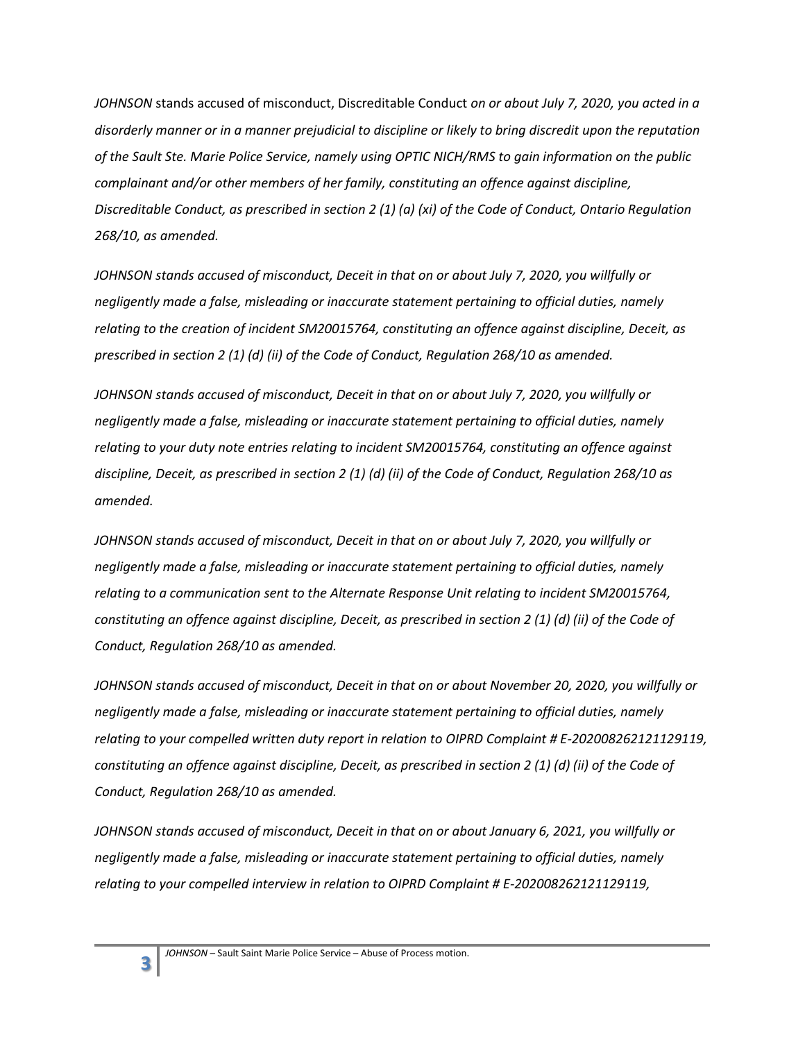*JOHNSON* stands accused of misconduct, Discreditable Conduct *on or about July 7, 2020, you acted in a disorderly manner or in a manner prejudicial to discipline or likely to bring discredit upon the reputation of the Sault Ste. Marie Police Service, namely using OPTIC NICH/RMS to gain information on the public complainant and/or other members of her family, constituting an offence against discipline, Discreditable Conduct, as prescribed in section 2 (1) (a) (xi) of the Code of Conduct, Ontario Regulation 268/10, as amended.*

*JOHNSON stands accused of misconduct, Deceit in that on or about July 7, 2020, you willfully or negligently made a false, misleading or inaccurate statement pertaining to official duties, namely relating to the creation of incident SM20015764, constituting an offence against discipline, Deceit, as prescribed in section 2 (1) (d) (ii) of the Code of Conduct, Regulation 268/10 as amended.*

*JOHNSON stands accused of misconduct, Deceit in that on or about July 7, 2020, you willfully or negligently made a false, misleading or inaccurate statement pertaining to official duties, namely relating to your duty note entries relating to incident SM20015764, constituting an offence against discipline, Deceit, as prescribed in section 2 (1) (d) (ii) of the Code of Conduct, Regulation 268/10 as amended.*

*JOHNSON stands accused of misconduct, Deceit in that on or about July 7, 2020, you willfully or negligently made a false, misleading or inaccurate statement pertaining to official duties, namely relating to a communication sent to the Alternate Response Unit relating to incident SM20015764, constituting an offence against discipline, Deceit, as prescribed in section 2 (1) (d) (ii) of the Code of Conduct, Regulation 268/10 as amended.*

*JOHNSON stands accused of misconduct, Deceit in that on or about November 20, 2020, you willfully or negligently made a false, misleading or inaccurate statement pertaining to official duties, namely relating to your compelled written duty report in relation to OIPRD Complaint # E-202008262121129119, constituting an offence against discipline, Deceit, as prescribed in section 2 (1) (d) (ii) of the Code of Conduct, Regulation 268/10 as amended.*

*JOHNSON stands accused of misconduct, Deceit in that on or about January 6, 2021, you willfully or negligently made a false, misleading or inaccurate statement pertaining to official duties, namely relating to your compelled interview in relation to OIPRD Complaint # E-202008262121129119,*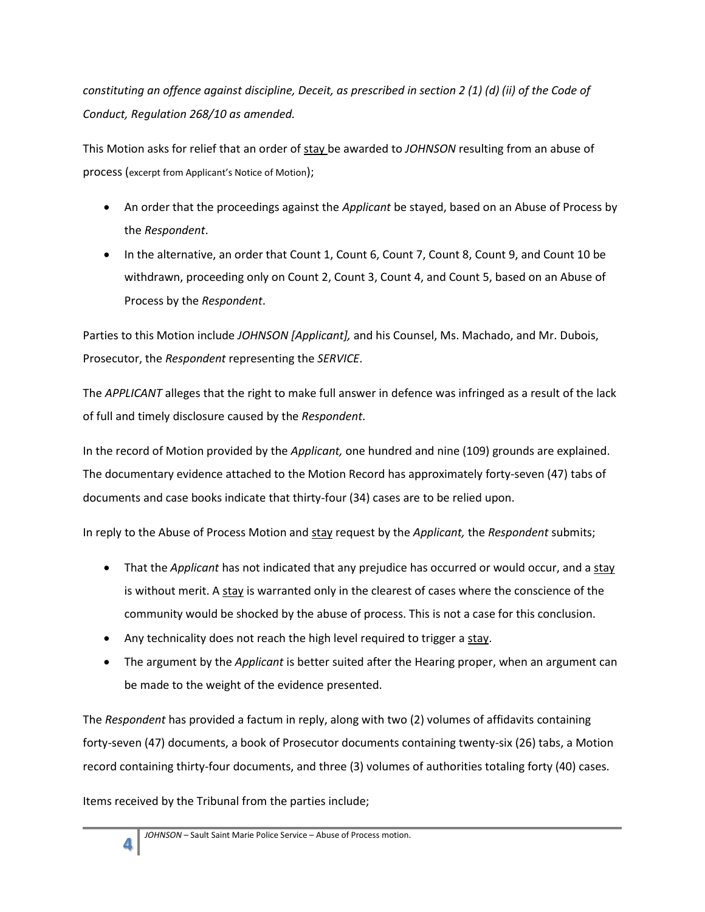*constituting an offence against discipline, Deceit, as prescribed in section 2 (1) (d) (ii) of the Code of Conduct, Regulation 268/10 as amended.*

This Motion asks for relief that an order of <u>stay</u> be awarded to *JOHNSON* resulting from an abuse of process (excerpt from Applicant's Notice of Motion);

- An order that the proceedings against the *Applicant* be stayed, based on an Abuse of Process by the *Respondent*.
- In the alternative, an order that Count 1, Count 6, Count 7, Count 8, Count 9, and Count 10 be withdrawn, proceeding only on Count 2, Count 3, Count 4, and Count 5, based on an Abuse of Process by the *Respondent*.

Parties to this Motion include *JOHNSON [Applicant],* and his Counsel, Ms. Machado, and Mr. Dubois, Prosecutor, the *Respondent* representing the *SERVICE*.

The *APPLICANT* alleges that the right to make full answer in defence was infringed as a result of the lack of full and timely disclosure caused by the *Respondent*.

In the record of Motion provided by the *Applicant,* one hundred and nine (109) grounds are explained. The documentary evidence attached to the Motion Record has approximately forty-seven (47) tabs of documents and case books indicate that thirty-four (34) cases are to be relied upon.

In reply to the Abuse of Process Motion and <u>stay</u> request by the *Applicant,* the *Respondent* submits;

- That the *Applicant* has not indicated that any prejudice has occurred or would occur, and a <u>stay</u> is without merit. A <u>stay</u> is warranted only in the clearest of cases where the conscience of the community would be shocked by the abuse of process. This is not a case for this conclusion.
- Any technicality does not reach the high level required to trigger a <u>stay</u>.
- The argument by the *Applicant* is better suited after the Hearing proper, when an argument can be made to the weight of the evidence presented.

The *Respondent* has provided a factum in reply, along with two (2) volumes of affidavits containing forty-seven (47) documents, a book of Prosecutor documents containing twenty-six (26) tabs, a Motion record containing thirty-four documents, and three (3) volumes of authorities totaling forty (40) cases.

Items received by the Tribunal from the parties include;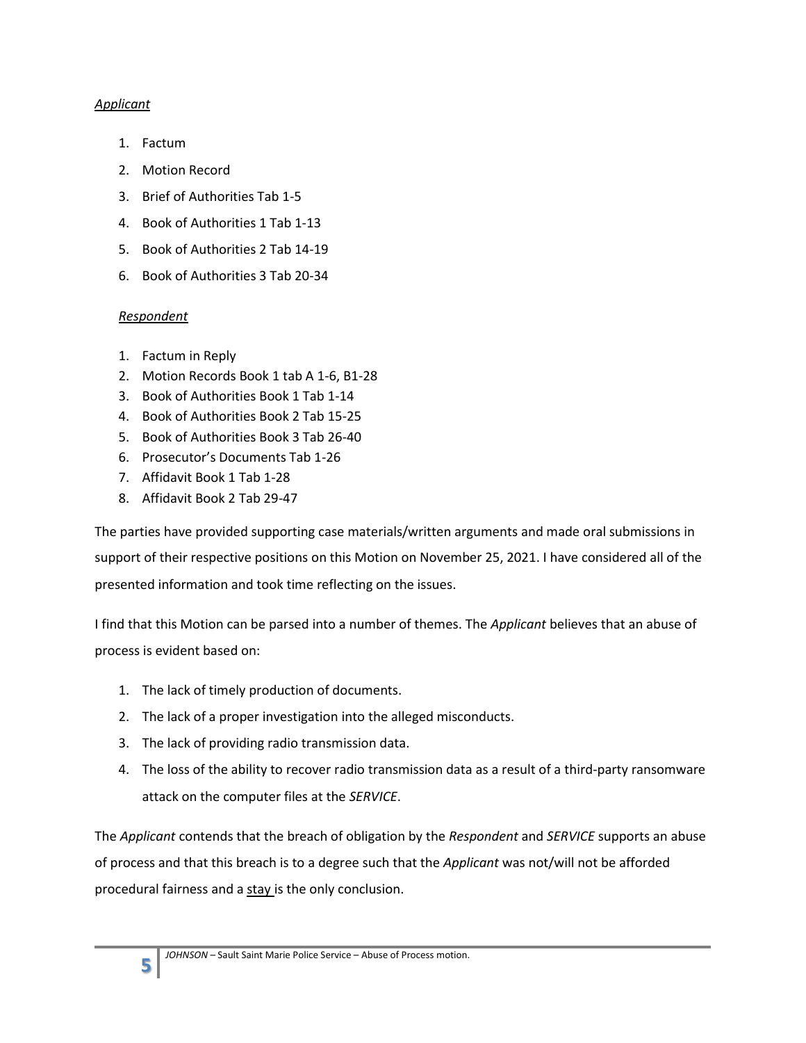*Applicant*

1. Factum
2. Motion Record
3. Brief of Authorities Tab 1-5
4. Book of Authorities 1 Tab 1-13
5. Book of Authorities 2 Tab 14-19
6. Book of Authorities 3 Tab 20-34

*Respondent*

1. Factum in Reply
2. Motion Records Book 1 tab A 1-6, B1-28
3. Book of Authorities Book 1 Tab 1-14
4. Book of Authorities Book 2 Tab 15-25
5. Book of Authorities Book 3 Tab 26-40
6. Prosecutor's Documents Tab 1-26
7. Affidavit Book 1 Tab 1-28
8. Affidavit Book 2 Tab 29-47

The parties have provided supporting case materials/written arguments and made oral submissions in support of their respective positions on this Motion on November 25, 2021. I have considered all of the presented information and took time reflecting on the issues.

I find that this Motion can be parsed into a number of themes. The *Applicant* believes that an abuse of process is evident based on:

1. The lack of timely production of documents.
2. The lack of a proper investigation into the alleged misconducts.
3. The lack of providing radio transmission data.
4. The loss of the ability to recover radio transmission data as a result of a third-party ransomware attack on the computer files at the *SERVICE*.

The *Applicant* contends that the breach of obligation by the *Respondent* and *SERVICE* supports an abuse of process and that this breach is to a degree such that the *Applicant* was not/will not be afforded procedural fairness and a stay is the only conclusion.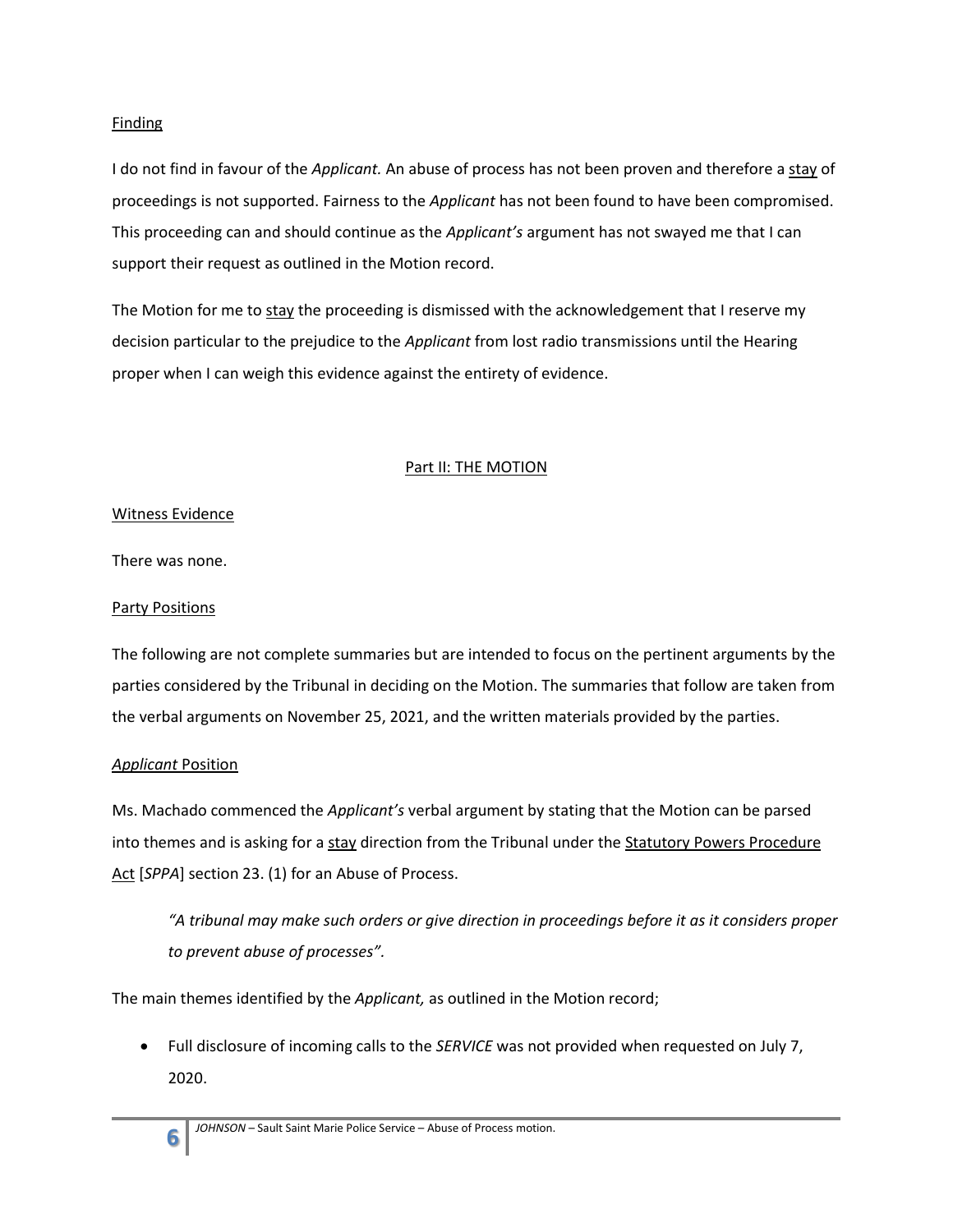<u>Finding</u>

I do not find in favour of the *Applicant.* An abuse of process has not been proven and therefore a <u>stay</u> of proceedings is not supported. Fairness to the *Applicant* has not been found to have been compromised. This proceeding can and should continue as the *Applicant's* argument has not swayed me that I can support their request as outlined in the Motion record.

The Motion for me to <u>stay</u> the proceeding is dismissed with the acknowledgement that I reserve my decision particular to the prejudice to the *Applicant* from lost radio transmissions until the Hearing proper when I can weigh this evidence against the entirety of evidence.

## <u>Part II: THE MOTION</u>

<u>Witness Evidence</u>

There was none.

<u>Party Positions</u>

The following are not complete summaries but are intended to focus on the pertinent arguments by the parties considered by the Tribunal in deciding on the Motion. The summaries that follow are taken from the verbal arguments on November 25, 2021, and the written materials provided by the parties.

<u>*Applicant* Position</u>

Ms. Machado commenced the *Applicant's* verbal argument by stating that the Motion can be parsed into themes and is asking for a <u>stay</u> direction from the Tribunal under the <u>Statutory Powers Procedure Act</u> [*SPPA*] section 23. (1) for an Abuse of Process.

> *"A tribunal may make such orders or give direction in proceedings before it as it considers proper to prevent abuse of processes".*

The main themes identified by the *Applicant,* as outlined in the Motion record;

- Full disclosure of incoming calls to the *SERVICE* was not provided when requested on July 7, 2020.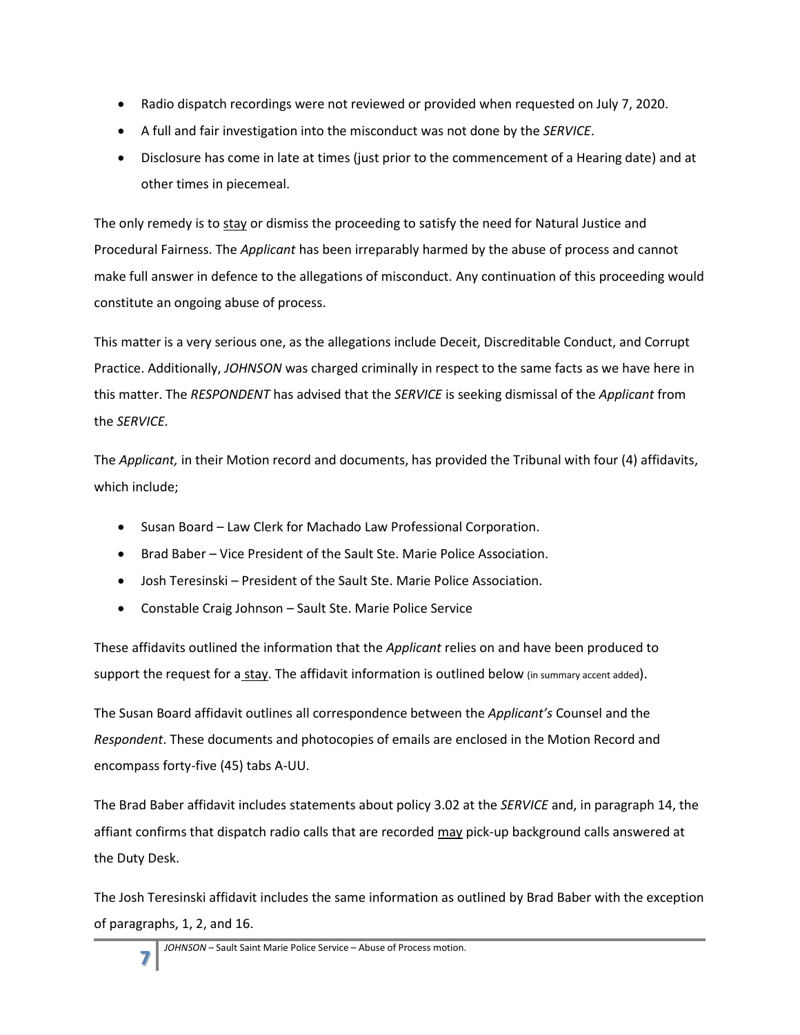- Radio dispatch recordings were not reviewed or provided when requested on July 7, 2020.
- A full and fair investigation into the misconduct was not done by the *SERVICE*.
- Disclosure has come in late at times (just prior to the commencement of a Hearing date) and at other times in piecemeal.

The only remedy is to stay or dismiss the proceeding to satisfy the need for Natural Justice and Procedural Fairness. The *Applicant* has been irreparably harmed by the abuse of process and cannot make full answer in defence to the allegations of misconduct. Any continuation of this proceeding would constitute an ongoing abuse of process.

This matter is a very serious one, as the allegations include Deceit, Discreditable Conduct, and Corrupt Practice. Additionally, *JOHNSON* was charged criminally in respect to the same facts as we have here in this matter. The *RESPONDENT* has advised that the *SERVICE* is seeking dismissal of the *Applicant* from the *SERVICE*.

The *Applicant,* in their Motion record and documents, has provided the Tribunal with four (4) affidavits, which include;

- Susan Board – Law Clerk for Machado Law Professional Corporation.
- Brad Baber – Vice President of the Sault Ste. Marie Police Association.
- Josh Teresinski – President of the Sault Ste. Marie Police Association.
- Constable Craig Johnson – Sault Ste. Marie Police Service

These affidavits outlined the information that the *Applicant* relies on and have been produced to support the request for a stay. The affidavit information is outlined below (in summary accent added).

The Susan Board affidavit outlines all correspondence between the *Applicant's* Counsel and the *Respondent*. These documents and photocopies of emails are enclosed in the Motion Record and encompass forty-five (45) tabs A-UU.

The Brad Baber affidavit includes statements about policy 3.02 at the *SERVICE* and, in paragraph 14, the affiant confirms that dispatch radio calls that are recorded may pick-up background calls answered at the Duty Desk.

The Josh Teresinski affidavit includes the same information as outlined by Brad Baber with the exception of paragraphs, 1, 2, and 16.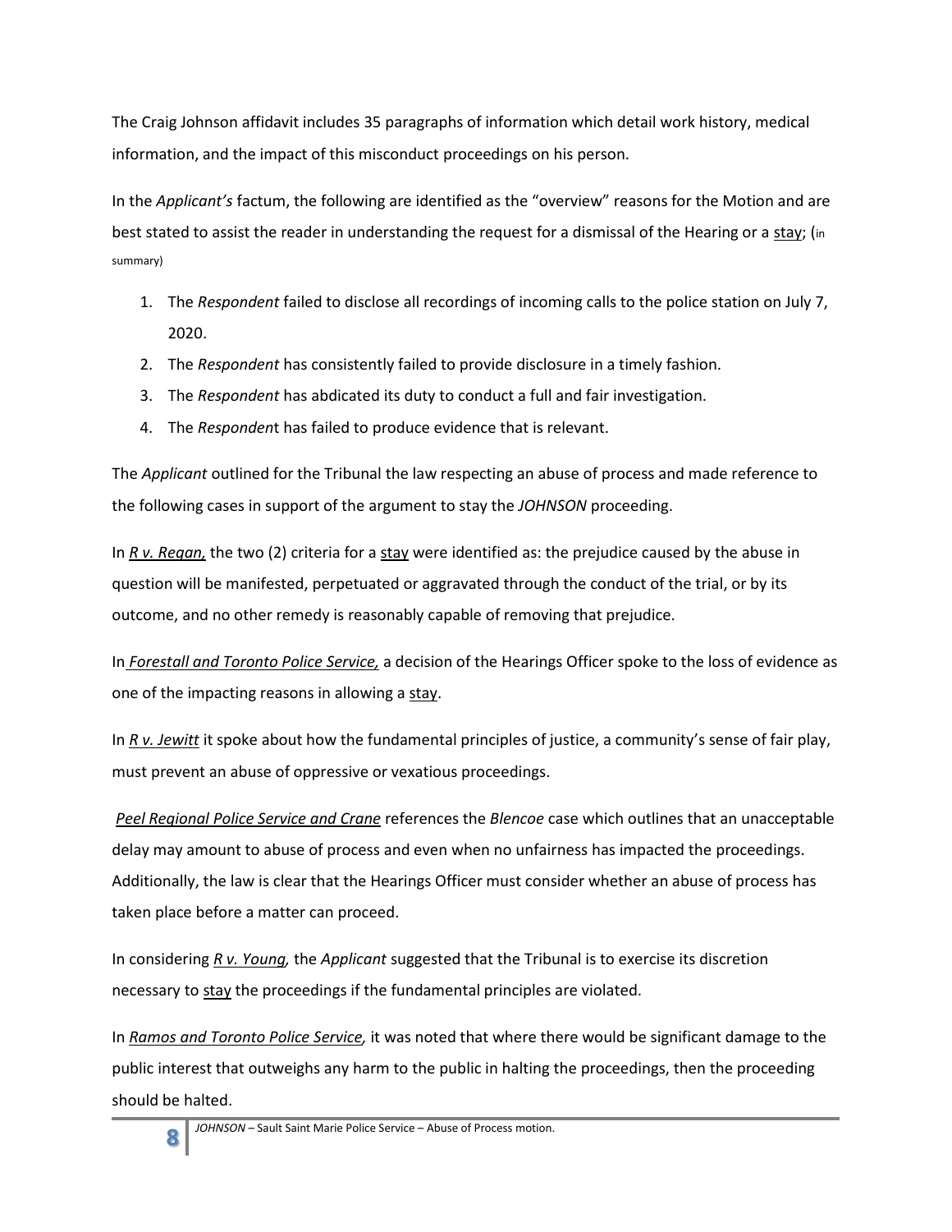The Craig Johnson affidavit includes 35 paragraphs of information which detail work history, medical information, and the impact of this misconduct proceedings on his person.

In the *Applicant's* factum, the following are identified as the "overview" reasons for the Motion and are best stated to assist the reader in understanding the request for a dismissal of the Hearing or a <u>stay</u>; (in summary)

1. The *Respondent* failed to disclose all recordings of incoming calls to the police station on July 7, 2020.
2. The *Respondent* has consistently failed to provide disclosure in a timely fashion.
3. The *Respondent* has abdicated its duty to conduct a full and fair investigation.
4. The *Responden*t has failed to produce evidence that is relevant.

The *Applicant* outlined for the Tribunal the law respecting an abuse of process and made reference to the following cases in support of the argument to stay the *JOHNSON* proceeding.

In <u>*R v. Regan,*</u> the two (2) criteria for a <u>stay</u> were identified as: the prejudice caused by the abuse in question will be manifested, perpetuated or aggravated through the conduct of the trial, or by its outcome, and no other remedy is reasonably capable of removing that prejudice.

In <u>*Forestall and Toronto Police Service,*</u> a decision of the Hearings Officer spoke to the loss of evidence as one of the impacting reasons in allowing a <u>stay</u>.

In <u>*R v. Jewitt*</u> it spoke about how the fundamental principles of justice, a community's sense of fair play, must prevent an abuse of oppressive or vexatious proceedings.

<u>*Peel Regional Police Service and Crane*</u> references the *Blencoe* case which outlines that an unacceptable delay may amount to abuse of process and even when no unfairness has impacted the proceedings. Additionally, the law is clear that the Hearings Officer must consider whether an abuse of process has taken place before a matter can proceed.

In considering <u>*R v. Young,*</u> the *Applicant* suggested that the Tribunal is to exercise its discretion necessary to <u>stay</u> the proceedings if the fundamental principles are violated.

In <u>*Ramos and Toronto Police Service,*</u> it was noted that where there would be significant damage to the public interest that outweighs any harm to the public in halting the proceedings, then the proceeding should be halted.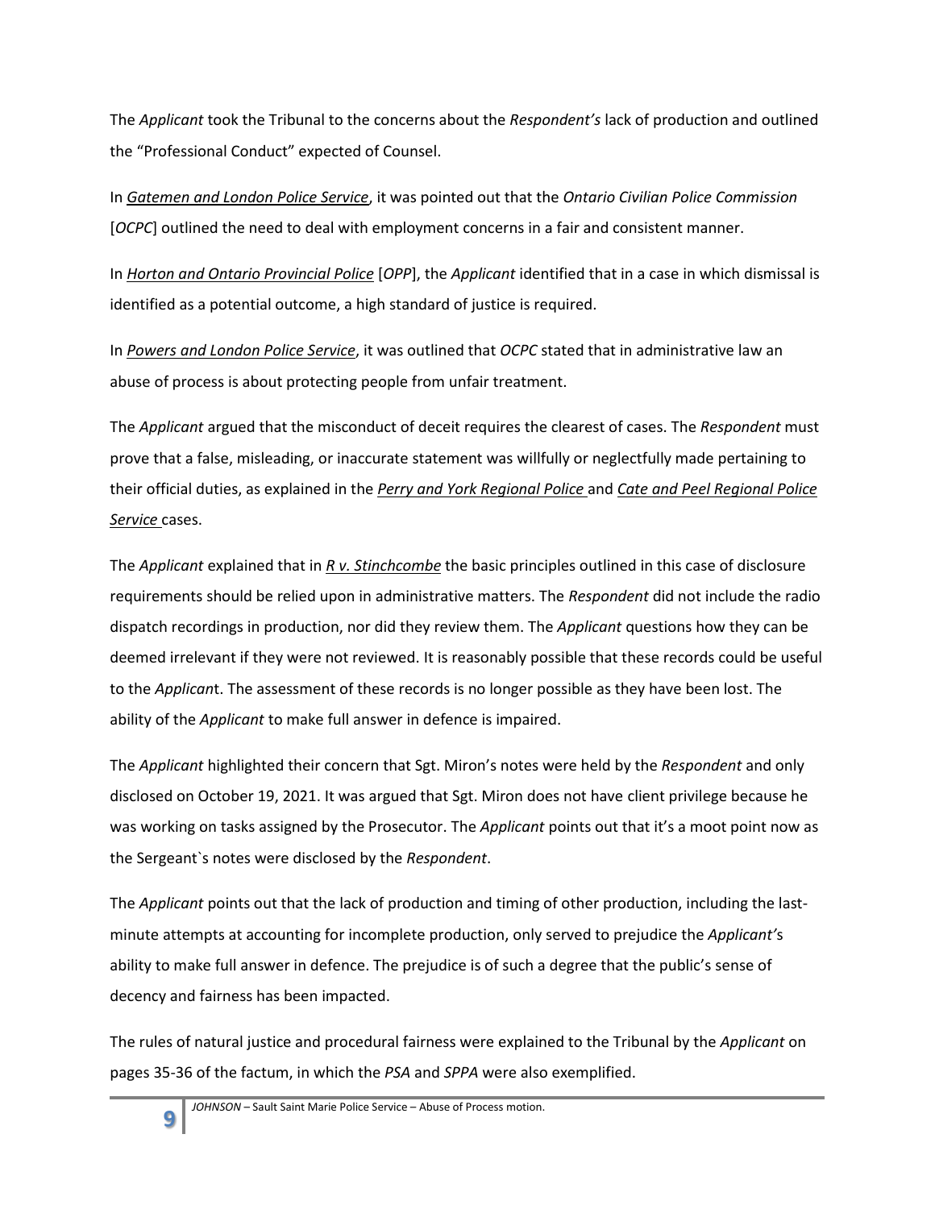The *Applicant* took the Tribunal to the concerns about the *Respondent's* lack of production and outlined the "Professional Conduct" expected of Counsel.

In *Gatemen and London Police Service*, it was pointed out that the *Ontario Civilian Police Commission* [*OCPC*] outlined the need to deal with employment concerns in a fair and consistent manner.

In *Horton and Ontario Provincial Police* [*OPP*], the *Applicant* identified that in a case in which dismissal is identified as a potential outcome, a high standard of justice is required.

In *Powers and London Police Service*, it was outlined that *OCPC* stated that in administrative law an abuse of process is about protecting people from unfair treatment.

The *Applicant* argued that the misconduct of deceit requires the clearest of cases. The *Respondent* must prove that a false, misleading, or inaccurate statement was willfully or neglectfully made pertaining to their official duties, as explained in the *Perry and York Regional Police* and *Cate and Peel Regional Police Service* cases.

The *Applicant* explained that in *R v. Stinchcombe* the basic principles outlined in this case of disclosure requirements should be relied upon in administrative matters. The *Respondent* did not include the radio dispatch recordings in production, nor did they review them. The *Applicant* questions how they can be deemed irrelevant if they were not reviewed. It is reasonably possible that these records could be useful to the *Applicant*. The assessment of these records is no longer possible as they have been lost. The ability of the *Applicant* to make full answer in defence is impaired.

The *Applicant* highlighted their concern that Sgt. Miron's notes were held by the *Respondent* and only disclosed on October 19, 2021. It was argued that Sgt. Miron does not have client privilege because he was working on tasks assigned by the Prosecutor. The *Applicant* points out that it's a moot point now as the Sergeant`s notes were disclosed by the *Respondent*.

The *Applicant* points out that the lack of production and timing of other production, including the last-minute attempts at accounting for incomplete production, only served to prejudice the *Applicant's* ability to make full answer in defence. The prejudice is of such a degree that the public's sense of decency and fairness has been impacted.

The rules of natural justice and procedural fairness were explained to the Tribunal by the *Applicant* on pages 35-36 of the factum, in which the *PSA* and *SPPA* were also exemplified.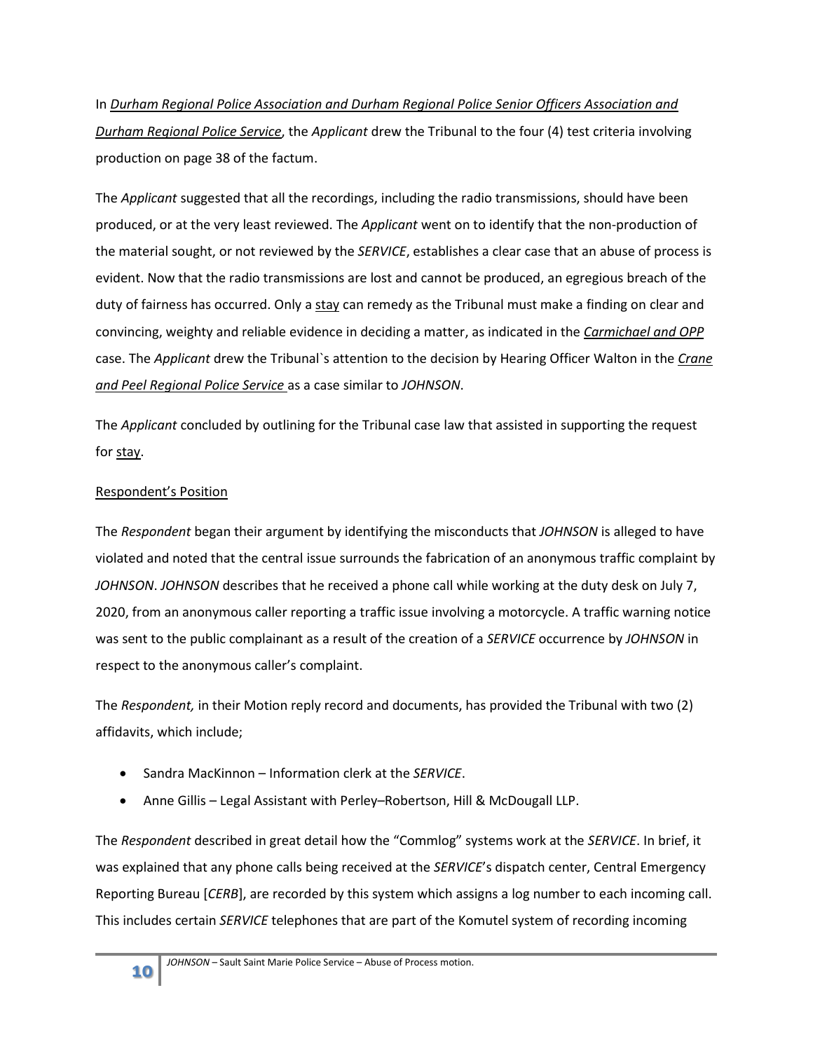In *Durham Regional Police Association and Durham Regional Police Senior Officers Association and Durham Regional Police Service*, the *Applicant* drew the Tribunal to the four (4) test criteria involving production on page 38 of the factum.

The *Applicant* suggested that all the recordings, including the radio transmissions, should have been produced, or at the very least reviewed. The *Applicant* went on to identify that the non-production of the material sought, or not reviewed by the *SERVICE*, establishes a clear case that an abuse of process is evident. Now that the radio transmissions are lost and cannot be produced, an egregious breach of the duty of fairness has occurred. Only a stay can remedy as the Tribunal must make a finding on clear and convincing, weighty and reliable evidence in deciding a matter, as indicated in the *Carmichael and OPP* case. The *Applicant* drew the Tribunal`s attention to the decision by Hearing Officer Walton in the *Crane and Peel Regional Police Service* as a case similar to *JOHNSON*.

The *Applicant* concluded by outlining for the Tribunal case law that assisted in supporting the request for stay.

Respondent's Position

The *Respondent* began their argument by identifying the misconducts that *JOHNSON* is alleged to have violated and noted that the central issue surrounds the fabrication of an anonymous traffic complaint by *JOHNSON*. *JOHNSON* describes that he received a phone call while working at the duty desk on July 7, 2020, from an anonymous caller reporting a traffic issue involving a motorcycle. A traffic warning notice was sent to the public complainant as a result of the creation of a *SERVICE* occurrence by *JOHNSON* in respect to the anonymous caller's complaint.

The *Respondent,* in their Motion reply record and documents, has provided the Tribunal with two (2) affidavits, which include;

- Sandra MacKinnon – Information clerk at the *SERVICE*.
- Anne Gillis – Legal Assistant with Perley–Robertson, Hill & McDougall LLP.

The *Respondent* described in great detail how the "Commlog" systems work at the *SERVICE*. In brief, it was explained that any phone calls being received at the *SERVICE*'s dispatch center, Central Emergency Reporting Bureau [*CERB*], are recorded by this system which assigns a log number to each incoming call. This includes certain *SERVICE* telephones that are part of the Komutel system of recording incoming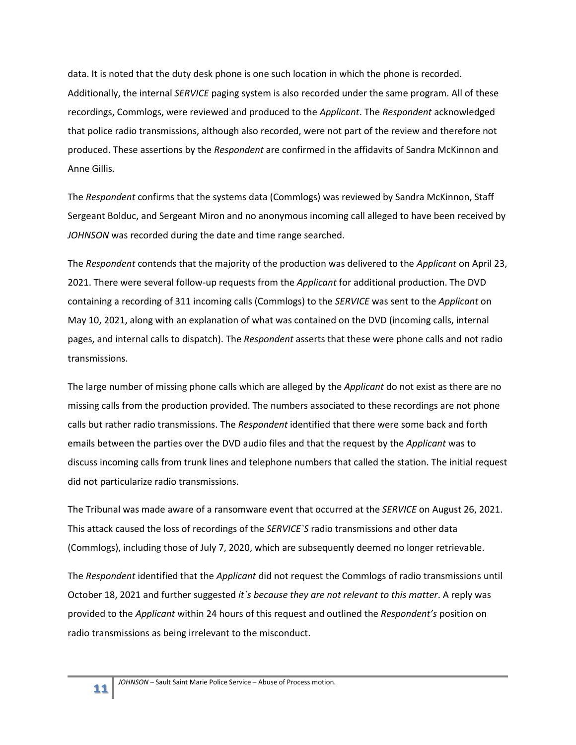data. It is noted that the duty desk phone is one such location in which the phone is recorded. Additionally, the internal *SERVICE* paging system is also recorded under the same program. All of these recordings, Commlogs, were reviewed and produced to the *Applicant*. The *Respondent* acknowledged that police radio transmissions, although also recorded, were not part of the review and therefore not produced. These assertions by the *Respondent* are confirmed in the affidavits of Sandra McKinnon and Anne Gillis.

The *Respondent* confirms that the systems data (Commlogs) was reviewed by Sandra McKinnon, Staff Sergeant Bolduc, and Sergeant Miron and no anonymous incoming call alleged to have been received by *JOHNSON* was recorded during the date and time range searched.

The *Respondent* contends that the majority of the production was delivered to the *Applicant* on April 23, 2021. There were several follow-up requests from the *Applicant* for additional production. The DVD containing a recording of 311 incoming calls (Commlogs) to the *SERVICE* was sent to the *Applicant* on May 10, 2021, along with an explanation of what was contained on the DVD (incoming calls, internal pages, and internal calls to dispatch). The *Respondent* asserts that these were phone calls and not radio transmissions.

The large number of missing phone calls which are alleged by the *Applicant* do not exist as there are no missing calls from the production provided. The numbers associated to these recordings are not phone calls but rather radio transmissions. The *Respondent* identified that there were some back and forth emails between the parties over the DVD audio files and that the request by the *Applicant* was to discuss incoming calls from trunk lines and telephone numbers that called the station. The initial request did not particularize radio transmissions.

The Tribunal was made aware of a ransomware event that occurred at the *SERVICE* on August 26, 2021. This attack caused the loss of recordings of the *SERVICE`S* radio transmissions and other data (Commlogs), including those of July 7, 2020, which are subsequently deemed no longer retrievable.

The *Respondent* identified that the *Applicant* did not request the Commlogs of radio transmissions until October 18, 2021 and further suggested *it`s because they are not relevant to this matter*. A reply was provided to the *Applicant* within 24 hours of this request and outlined the *Respondent's* position on radio transmissions as being irrelevant to the misconduct.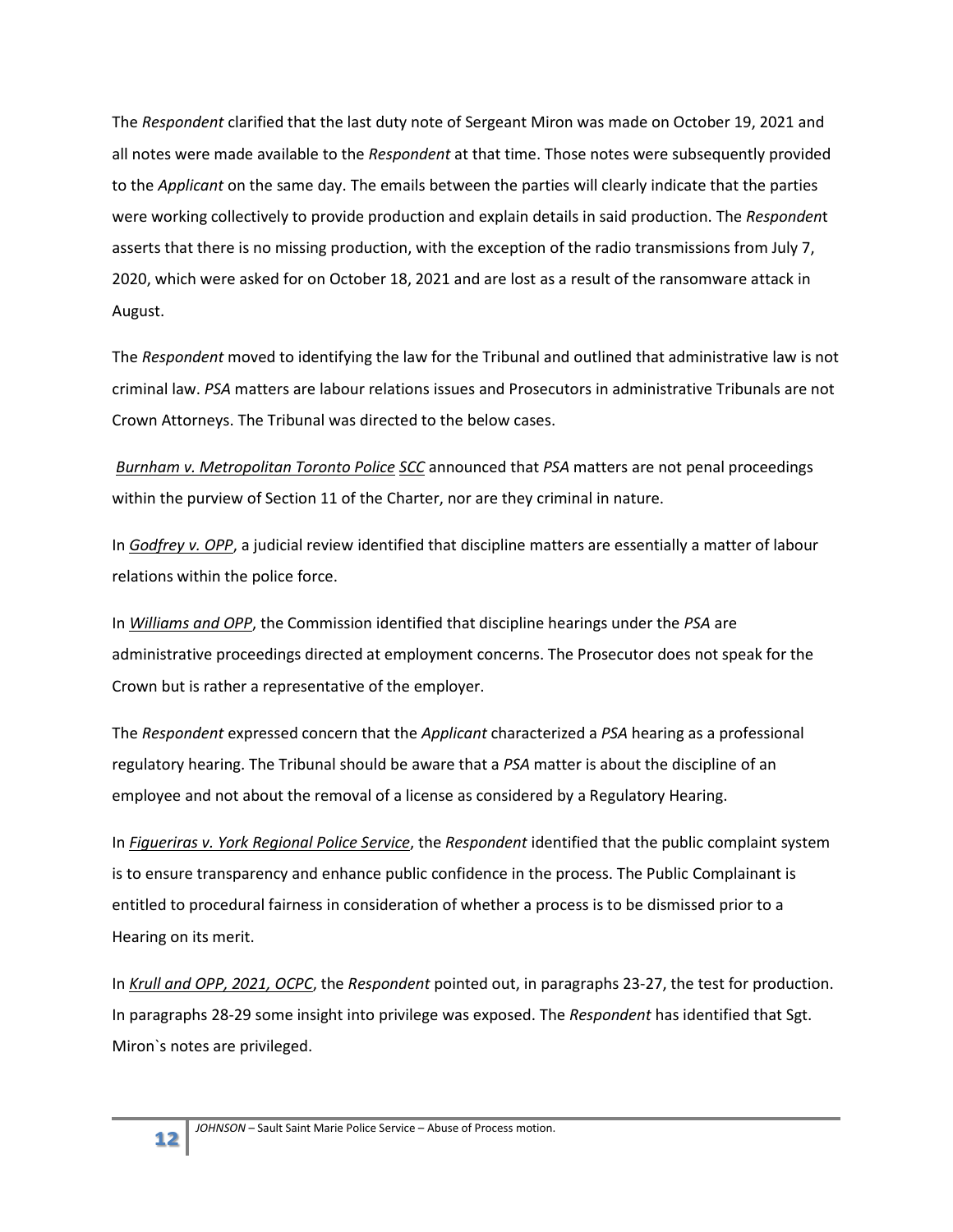The *Respondent* clarified that the last duty note of Sergeant Miron was made on October 19, 2021 and all notes were made available to the *Respondent* at that time. Those notes were subsequently provided to the *Applicant* on the same day. The emails between the parties will clearly indicate that the parties were working collectively to provide production and explain details in said production. The *Respondent* asserts that there is no missing production, with the exception of the radio transmissions from July 7, 2020, which were asked for on October 18, 2021 and are lost as a result of the ransomware attack in August.

The *Respondent* moved to identifying the law for the Tribunal and outlined that administrative law is not criminal law. *PSA* matters are labour relations issues and Prosecutors in administrative Tribunals are not Crown Attorneys. The Tribunal was directed to the below cases.

*Burnham v. Metropolitan Toronto Police SCC* announced that *PSA* matters are not penal proceedings within the purview of Section 11 of the Charter, nor are they criminal in nature.

In *Godfrey v. OPP*, a judicial review identified that discipline matters are essentially a matter of labour relations within the police force.

In *Williams and OPP*, the Commission identified that discipline hearings under the *PSA* are administrative proceedings directed at employment concerns. The Prosecutor does not speak for the Crown but is rather a representative of the employer.

The *Respondent* expressed concern that the *Applicant* characterized a *PSA* hearing as a professional regulatory hearing. The Tribunal should be aware that a *PSA* matter is about the discipline of an employee and not about the removal of a license as considered by a Regulatory Hearing.

In *Figueriras v. York Regional Police Service*, the *Respondent* identified that the public complaint system is to ensure transparency and enhance public confidence in the process. The Public Complainant is entitled to procedural fairness in consideration of whether a process is to be dismissed prior to a Hearing on its merit.

In *Krull and OPP, 2021, OCPC*, the *Respondent* pointed out, in paragraphs 23-27, the test for production. In paragraphs 28-29 some insight into privilege was exposed. The *Respondent* has identified that Sgt. Miron`s notes are privileged.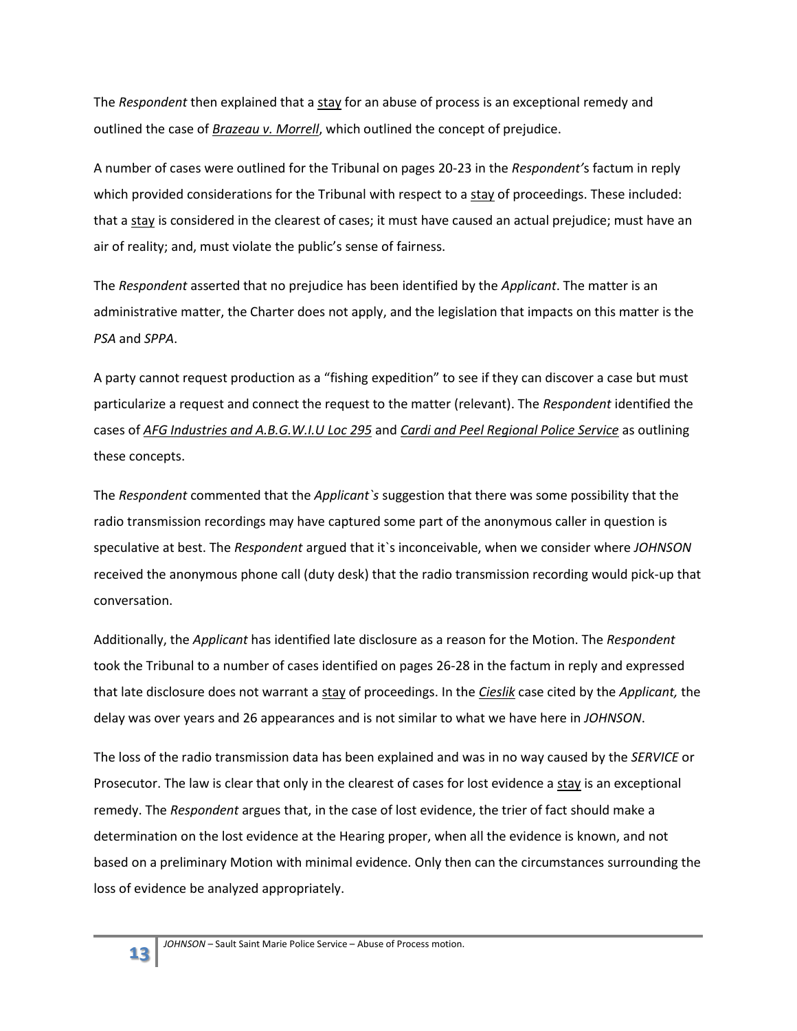The *Respondent* then explained that a stay for an abuse of process is an exceptional remedy and outlined the case of ***Brazeau v. Morrell***, which outlined the concept of prejudice.

A number of cases were outlined for the Tribunal on pages 20-23 in the *Respondent'*s factum in reply which provided considerations for the Tribunal with respect to a stay of proceedings. These included: that a stay is considered in the clearest of cases; it must have caused an actual prejudice; must have an air of reality; and, must violate the public's sense of fairness.

The *Respondent* asserted that no prejudice has been identified by the *Applicant*. The matter is an administrative matter, the Charter does not apply, and the legislation that impacts on this matter is the *PSA* and *SPPA*.

A party cannot request production as a "fishing expedition" to see if they can discover a case but must particularize a request and connect the request to the matter (relevant). The *Respondent* identified the cases of *AFG Industries and A.B.G.W.I.U Loc 295* and *Cardi and Peel Regional Police Service* as outlining these concepts.

The *Respondent* commented that the *Applicant`s* suggestion that there was some possibility that the radio transmission recordings may have captured some part of the anonymous caller in question is speculative at best. The *Respondent* argued that it`s inconceivable, when we consider where *JOHNSON* received the anonymous phone call (duty desk) that the radio transmission recording would pick-up that conversation.

Additionally, the *Applicant* has identified late disclosure as a reason for the Motion. The *Respondent* took the Tribunal to a number of cases identified on pages 26-28 in the factum in reply and expressed that late disclosure does not warrant a stay of proceedings. In the *Cieslik* case cited by the *Applicant,* the delay was over years and 26 appearances and is not similar to what we have here in *JOHNSON*.

The loss of the radio transmission data has been explained and was in no way caused by the *SERVICE* or Prosecutor. The law is clear that only in the clearest of cases for lost evidence a stay is an exceptional remedy. The *Respondent* argues that, in the case of lost evidence, the trier of fact should make a determination on the lost evidence at the Hearing proper, when all the evidence is known, and not based on a preliminary Motion with minimal evidence. Only then can the circumstances surrounding the loss of evidence be analyzed appropriately.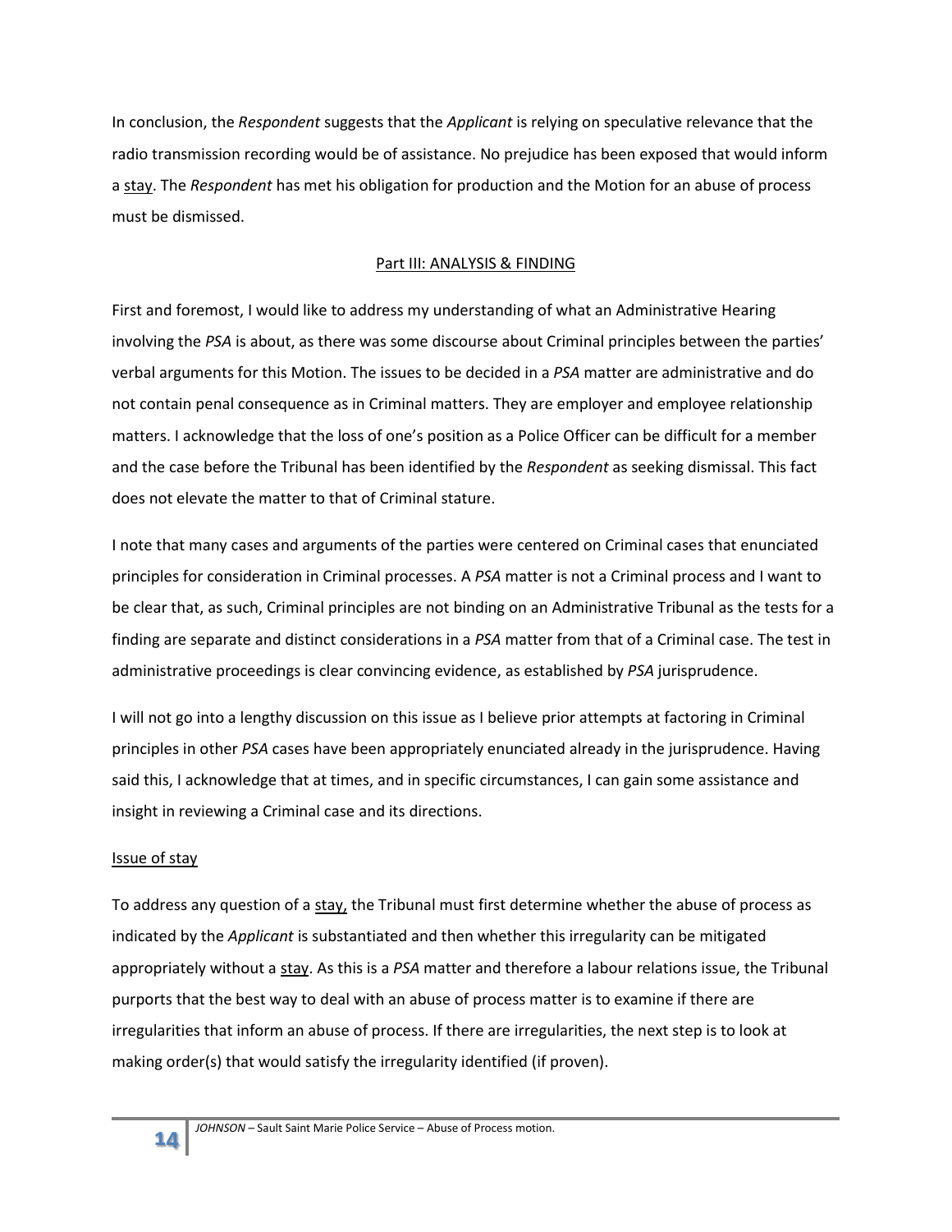In conclusion, the *Respondent* suggests that the *Applicant* is relying on speculative relevance that the radio transmission recording would be of assistance. No prejudice has been exposed that would inform a <u>stay</u>. The *Respondent* has met his obligation for production and the Motion for an abuse of process must be dismissed.

## <u>Part III: ANALYSIS & FINDING</u>

First and foremost, I would like to address my understanding of what an Administrative Hearing involving the *PSA* is about, as there was some discourse about Criminal principles between the parties' verbal arguments for this Motion. The issues to be decided in a *PSA* matter are administrative and do not contain penal consequence as in Criminal matters. They are employer and employee relationship matters. I acknowledge that the loss of one's position as a Police Officer can be difficult for a member and the case before the Tribunal has been identified by the *Respondent* as seeking dismissal. This fact does not elevate the matter to that of Criminal stature.

I note that many cases and arguments of the parties were centered on Criminal cases that enunciated principles for consideration in Criminal processes. A *PSA* matter is not a Criminal process and I want to be clear that, as such, Criminal principles are not binding on an Administrative Tribunal as the tests for a finding are separate and distinct considerations in a *PSA* matter from that of a Criminal case. The test in administrative proceedings is clear convincing evidence, as established by *PSA* jurisprudence.

I will not go into a lengthy discussion on this issue as I believe prior attempts at factoring in Criminal principles in other *PSA* cases have been appropriately enunciated already in the jurisprudence. Having said this, I acknowledge that at times, and in specific circumstances, I can gain some assistance and insight in reviewing a Criminal case and its directions.

### <u>Issue of stay</u>

To address any question of a <u>stay,</u> the Tribunal must first determine whether the abuse of process as indicated by the *Applicant* is substantiated and then whether this irregularity can be mitigated appropriately without a <u>stay</u>. As this is a *PSA* matter and therefore a labour relations issue, the Tribunal purports that the best way to deal with an abuse of process matter is to examine if there are irregularities that inform an abuse of process. If there are irregularities, the next step is to look at making order(s) that would satisfy the irregularity identified (if proven).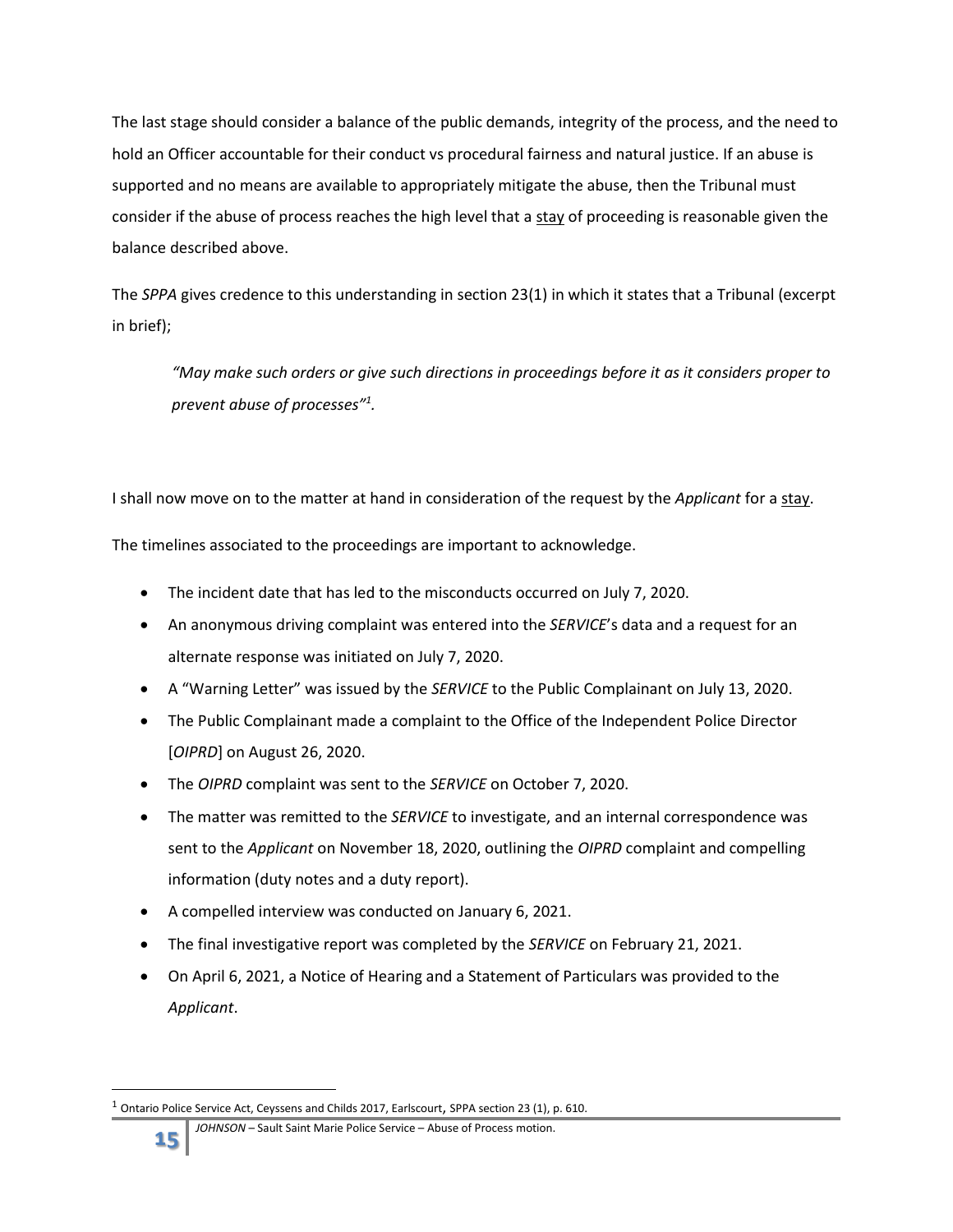The last stage should consider a balance of the public demands, integrity of the process, and the need to hold an Officer accountable for their conduct vs procedural fairness and natural justice. If an abuse is supported and no means are available to appropriately mitigate the abuse, then the Tribunal must consider if the abuse of process reaches the high level that a <u>stay</u> of proceeding is reasonable given the balance described above.

The *SPPA* gives credence to this understanding in section 23(1) in which it states that a Tribunal (excerpt in brief);

> *"May make such orders or give such directions in proceedings before it as it considers proper to prevent abuse of processes"*[1].

I shall now move on to the matter at hand in consideration of the request by the *Applicant* for a <u>stay</u>.

The timelines associated to the proceedings are important to acknowledge.

- The incident date that has led to the misconducts occurred on July 7, 2020.
- An anonymous driving complaint was entered into the *SERVICE*'s data and a request for an alternate response was initiated on July 7, 2020.
- A "Warning Letter" was issued by the *SERVICE* to the Public Complainant on July 13, 2020.
- The Public Complainant made a complaint to the Office of the Independent Police Director [*OIPRD*] on August 26, 2020.
- The *OIPRD* complaint was sent to the *SERVICE* on October 7, 2020.
- The matter was remitted to the *SERVICE* to investigate, and an internal correspondence was sent to the *Applicant* on November 18, 2020, outlining the *OIPRD* complaint and compelling information (duty notes and a duty report).
- A compelled interview was conducted on January 6, 2021.
- The final investigative report was completed by the *SERVICE* on February 21, 2021.
- On April 6, 2021, a Notice of Hearing and a Statement of Particulars was provided to the *Applicant*.

---

[1] Ontario Police Service Act, Ceyssens and Childs 2017, Earlscourt, SPPA section 23 (1), p. 610.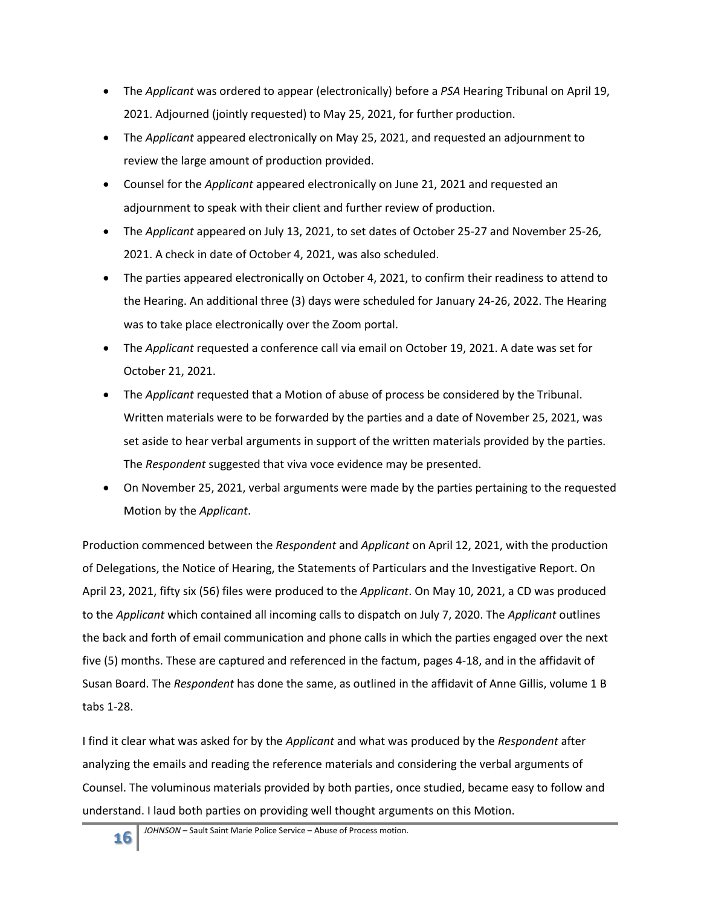- The *Applicant* was ordered to appear (electronically) before a *PSA* Hearing Tribunal on April 19, 2021. Adjourned (jointly requested) to May 25, 2021, for further production.
- The *Applicant* appeared electronically on May 25, 2021, and requested an adjournment to review the large amount of production provided.
- Counsel for the *Applicant* appeared electronically on June 21, 2021 and requested an adjournment to speak with their client and further review of production.
- The *Applicant* appeared on July 13, 2021, to set dates of October 25-27 and November 25-26, 2021. A check in date of October 4, 2021, was also scheduled.
- The parties appeared electronically on October 4, 2021, to confirm their readiness to attend to the Hearing. An additional three (3) days were scheduled for January 24-26, 2022. The Hearing was to take place electronically over the Zoom portal.
- The *Applicant* requested a conference call via email on October 19, 2021. A date was set for October 21, 2021.
- The *Applicant* requested that a Motion of abuse of process be considered by the Tribunal. Written materials were to be forwarded by the parties and a date of November 25, 2021, was set aside to hear verbal arguments in support of the written materials provided by the parties. The *Respondent* suggested that viva voce evidence may be presented.
- On November 25, 2021, verbal arguments were made by the parties pertaining to the requested Motion by the *Applicant*.

Production commenced between the *Respondent* and *Applicant* on April 12, 2021, with the production of Delegations, the Notice of Hearing, the Statements of Particulars and the Investigative Report. On April 23, 2021, fifty six (56) files were produced to the *Applicant*. On May 10, 2021, a CD was produced to the *Applicant* which contained all incoming calls to dispatch on July 7, 2020. The *Applicant* outlines the back and forth of email communication and phone calls in which the parties engaged over the next five (5) months. These are captured and referenced in the factum, pages 4-18, and in the affidavit of Susan Board. The *Respondent* has done the same, as outlined in the affidavit of Anne Gillis, volume 1 B tabs 1-28.

I find it clear what was asked for by the *Applicant* and what was produced by the *Respondent* after analyzing the emails and reading the reference materials and considering the verbal arguments of Counsel. The voluminous materials provided by both parties, once studied, became easy to follow and understand. I laud both parties on providing well thought arguments on this Motion.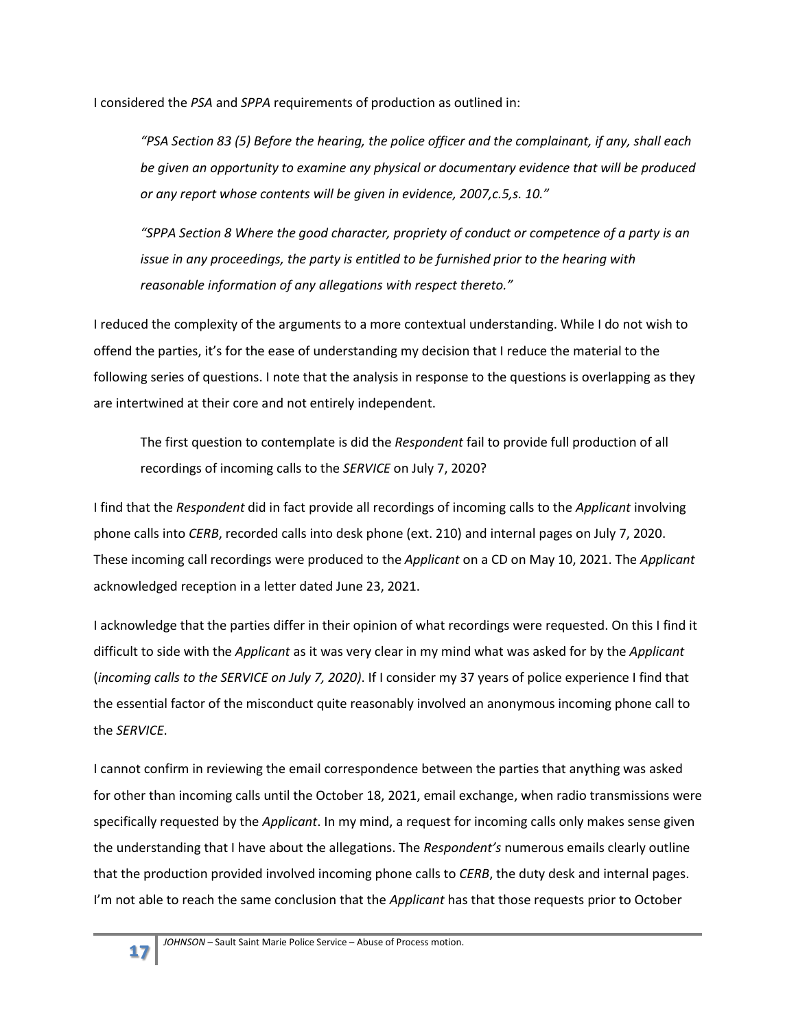I considered the *PSA* and *SPPA* requirements of production as outlined in:

> *"PSA Section 83 (5) Before the hearing, the police officer and the complainant, if any, shall each be given an opportunity to examine any physical or documentary evidence that will be produced or any report whose contents will be given in evidence, 2007,c.5,s. 10."*
>
> *"SPPA Section 8 Where the good character, propriety of conduct or competence of a party is an issue in any proceedings, the party is entitled to be furnished prior to the hearing with reasonable information of any allegations with respect thereto."*

I reduced the complexity of the arguments to a more contextual understanding. While I do not wish to offend the parties, it's for the ease of understanding my decision that I reduce the material to the following series of questions. I note that the analysis in response to the questions is overlapping as they are intertwined at their core and not entirely independent.

> The first question to contemplate is did the *Respondent* fail to provide full production of all recordings of incoming calls to the *SERVICE* on July 7, 2020?

I find that the *Respondent* did in fact provide all recordings of incoming calls to the *Applicant* involving phone calls into *CERB*, recorded calls into desk phone (ext. 210) and internal pages on July 7, 2020. These incoming call recordings were produced to the *Applicant* on a CD on May 10, 2021. The *Applicant* acknowledged reception in a letter dated June 23, 2021.

I acknowledge that the parties differ in their opinion of what recordings were requested. On this I find it difficult to side with the *Applicant* as it was very clear in my mind what was asked for by the *Applicant* (*incoming calls to the SERVICE on July 7, 2020)*. If I consider my 37 years of police experience I find that the essential factor of the misconduct quite reasonably involved an anonymous incoming phone call to the *SERVICE*.

I cannot confirm in reviewing the email correspondence between the parties that anything was asked for other than incoming calls until the October 18, 2021, email exchange, when radio transmissions were specifically requested by the *Applicant*. In my mind, a request for incoming calls only makes sense given the understanding that I have about the allegations. The *Respondent's* numerous emails clearly outline that the production provided involved incoming phone calls to *CERB*, the duty desk and internal pages. I'm not able to reach the same conclusion that the *Applicant* has that those requests prior to October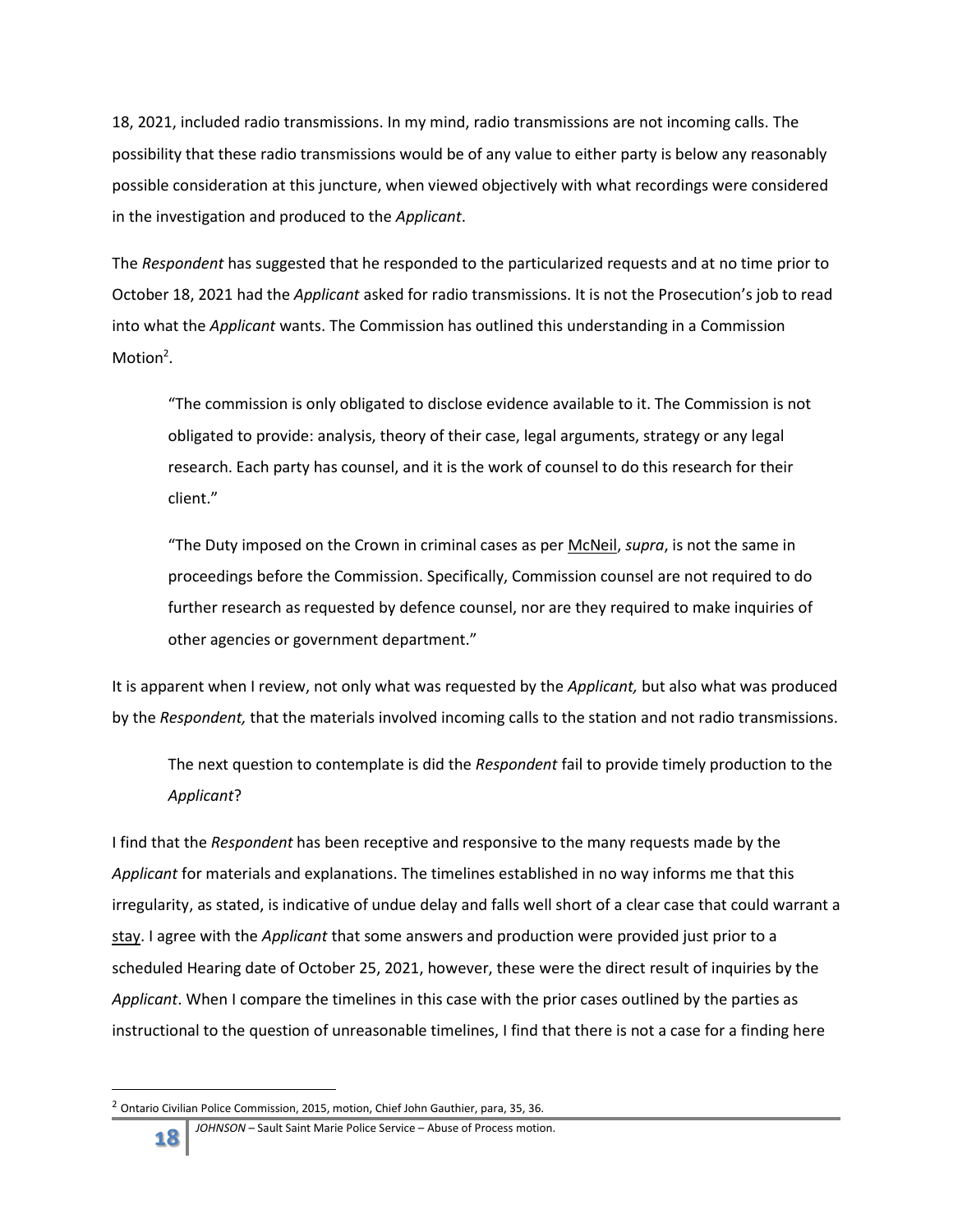18, 2021, included radio transmissions. In my mind, radio transmissions are not incoming calls. The possibility that these radio transmissions would be of any value to either party is below any reasonably possible consideration at this juncture, when viewed objectively with what recordings were considered in the investigation and produced to the *Applicant*.

The *Respondent* has suggested that he responded to the particularized requests and at no time prior to October 18, 2021 had the *Applicant* asked for radio transmissions. It is not the Prosecution's job to read into what the *Applicant* wants. The Commission has outlined this understanding in a Commission Motion[2].

> "The commission is only obligated to disclose evidence available to it. The Commission is not obligated to provide: analysis, theory of their case, legal arguments, strategy or any legal research. Each party has counsel, and it is the work of counsel to do this research for their client."
>
> "The Duty imposed on the Crown in criminal cases as per McNeil, *supra*, is not the same in proceedings before the Commission. Specifically, Commission counsel are not required to do further research as requested by defence counsel, nor are they required to make inquiries of other agencies or government department."

It is apparent when I review, not only what was requested by the *Applicant,* but also what was produced by the *Respondent,* that the materials involved incoming calls to the station and not radio transmissions.

> The next question to contemplate is did the *Respondent* fail to provide timely production to the *Applicant*?

I find that the *Respondent* has been receptive and responsive to the many requests made by the *Applicant* for materials and explanations. The timelines established in no way informs me that this irregularity, as stated, is indicative of undue delay and falls well short of a clear case that could warrant a stay. I agree with the *Applicant* that some answers and production were provided just prior to a scheduled Hearing date of October 25, 2021, however, these were the direct result of inquiries by the *Applicant*. When I compare the timelines in this case with the prior cases outlined by the parties as instructional to the question of unreasonable timelines, I find that there is not a case for a finding here

[2] Ontario Civilian Police Commission, 2015, motion, Chief John Gauthier, para, 35, 36.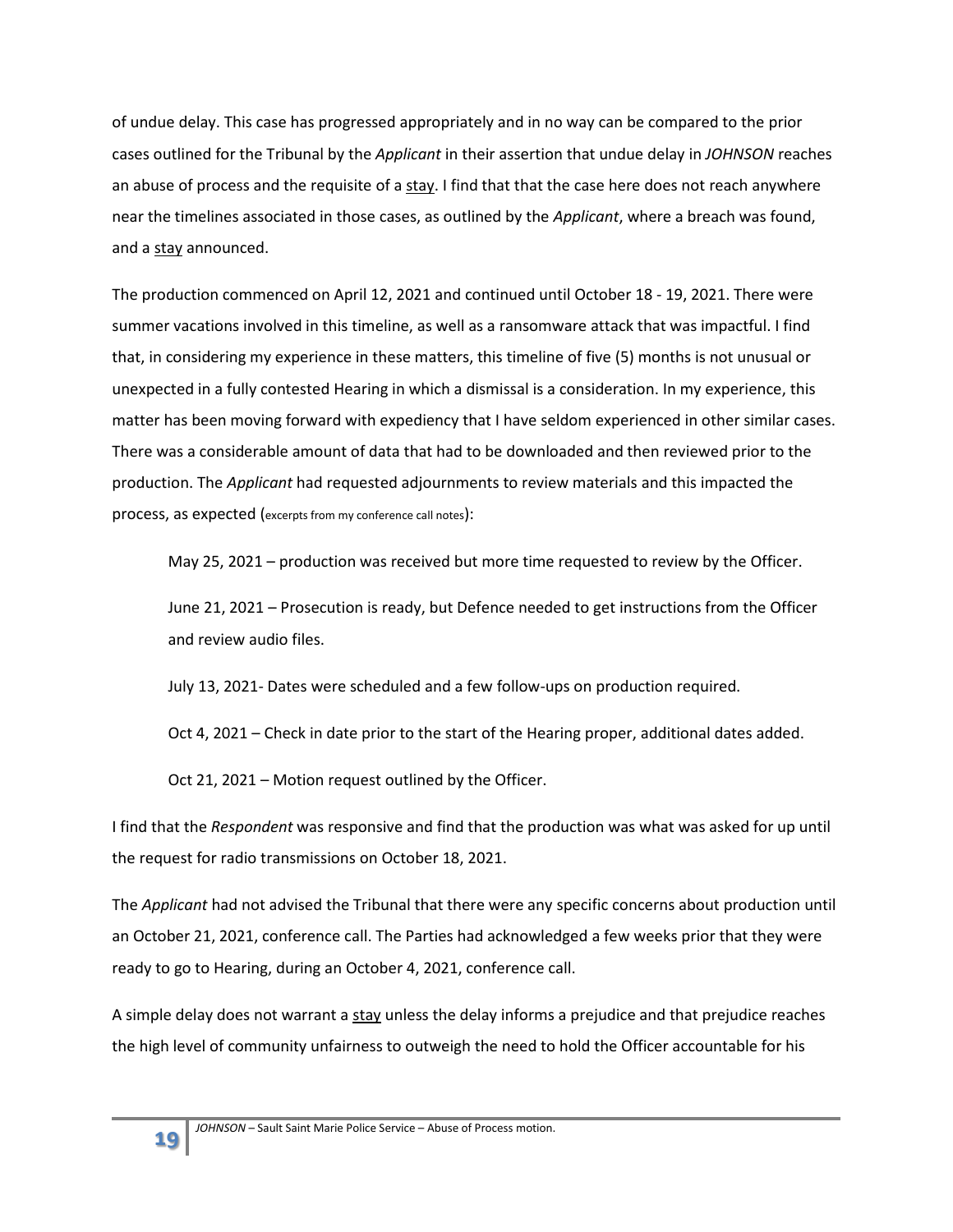of undue delay. This case has progressed appropriately and in no way can be compared to the prior cases outlined for the Tribunal by the *Applicant* in their assertion that undue delay in *JOHNSON* reaches an abuse of process and the requisite of a stay. I find that that the case here does not reach anywhere near the timelines associated in those cases, as outlined by the *Applicant*, where a breach was found, and a stay announced.

The production commenced on April 12, 2021 and continued until October 18 - 19, 2021. There were summer vacations involved in this timeline, as well as a ransomware attack that was impactful. I find that, in considering my experience in these matters, this timeline of five (5) months is not unusual or unexpected in a fully contested Hearing in which a dismissal is a consideration. In my experience, this matter has been moving forward with expediency that I have seldom experienced in other similar cases. There was a considerable amount of data that had to be downloaded and then reviewed prior to the production. The *Applicant* had requested adjournments to review materials and this impacted the process, as expected (excerpts from my conference call notes):

> May 25, 2021 – production was received but more time requested to review by the Officer.
>
> June 21, 2021 – Prosecution is ready, but Defence needed to get instructions from the Officer and review audio files.
>
> July 13, 2021- Dates were scheduled and a few follow-ups on production required.
>
> Oct 4, 2021 – Check in date prior to the start of the Hearing proper, additional dates added.
>
> Oct 21, 2021 – Motion request outlined by the Officer.

I find that the *Respondent* was responsive and find that the production was what was asked for up until the request for radio transmissions on October 18, 2021.

The *Applicant* had not advised the Tribunal that there were any specific concerns about production until an October 21, 2021, conference call. The Parties had acknowledged a few weeks prior that they were ready to go to Hearing, during an October 4, 2021, conference call.

A simple delay does not warrant a stay unless the delay informs a prejudice and that prejudice reaches the high level of community unfairness to outweigh the need to hold the Officer accountable for his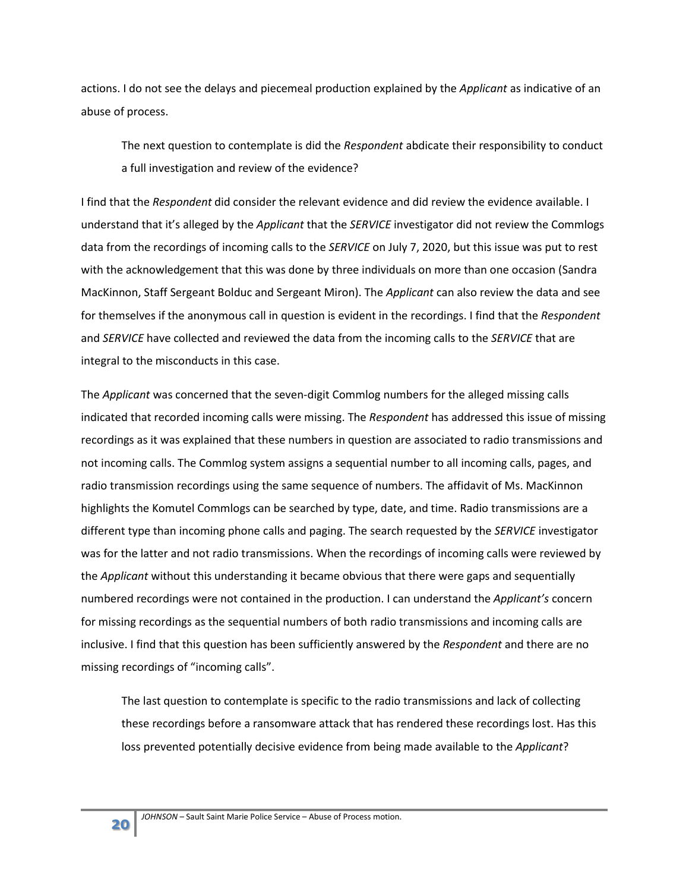actions. I do not see the delays and piecemeal production explained by the *Applicant* as indicative of an abuse of process.

> The next question to contemplate is did the *Respondent* abdicate their responsibility to conduct a full investigation and review of the evidence?

I find that the *Respondent* did consider the relevant evidence and did review the evidence available. I understand that it's alleged by the *Applicant* that the *SERVICE* investigator did not review the Commlogs data from the recordings of incoming calls to the *SERVICE* on July 7, 2020, but this issue was put to rest with the acknowledgement that this was done by three individuals on more than one occasion (Sandra MacKinnon, Staff Sergeant Bolduc and Sergeant Miron). The *Applicant* can also review the data and see for themselves if the anonymous call in question is evident in the recordings. I find that the *Respondent* and *SERVICE* have collected and reviewed the data from the incoming calls to the *SERVICE* that are integral to the misconducts in this case.

The *Applicant* was concerned that the seven-digit Commlog numbers for the alleged missing calls indicated that recorded incoming calls were missing. The *Respondent* has addressed this issue of missing recordings as it was explained that these numbers in question are associated to radio transmissions and not incoming calls. The Commlog system assigns a sequential number to all incoming calls, pages, and radio transmission recordings using the same sequence of numbers. The affidavit of Ms. MacKinnon highlights the Komutel Commlogs can be searched by type, date, and time. Radio transmissions are a different type than incoming phone calls and paging. The search requested by the *SERVICE* investigator was for the latter and not radio transmissions. When the recordings of incoming calls were reviewed by the *Applicant* without this understanding it became obvious that there were gaps and sequentially numbered recordings were not contained in the production. I can understand the *Applicant's* concern for missing recordings as the sequential numbers of both radio transmissions and incoming calls are inclusive. I find that this question has been sufficiently answered by the *Respondent* and there are no missing recordings of "incoming calls".

> The last question to contemplate is specific to the radio transmissions and lack of collecting these recordings before a ransomware attack that has rendered these recordings lost. Has this loss prevented potentially decisive evidence from being made available to the *Applicant*?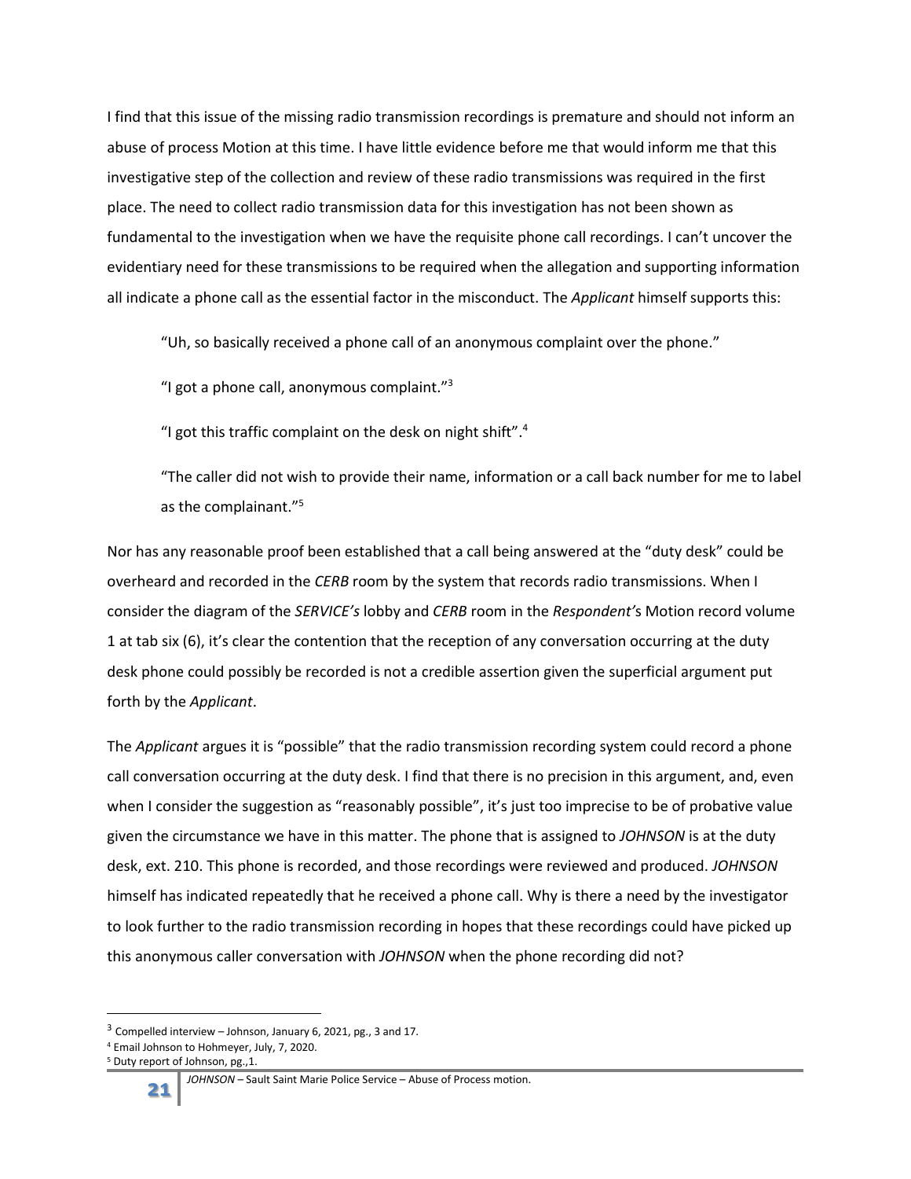I find that this issue of the missing radio transmission recordings is premature and should not inform an abuse of process Motion at this time. I have little evidence before me that would inform me that this investigative step of the collection and review of these radio transmissions was required in the first place. The need to collect radio transmission data for this investigation has not been shown as fundamental to the investigation when we have the requisite phone call recordings. I can't uncover the evidentiary need for these transmissions to be required when the allegation and supporting information all indicate a phone call as the essential factor in the misconduct. The *Applicant* himself supports this:

> "Uh, so basically received a phone call of an anonymous complaint over the phone."
>
> "I got a phone call, anonymous complaint."[3]
>
> "I got this traffic complaint on the desk on night shift".[4]
>
> "The caller did not wish to provide their name, information or a call back number for me to label as the complainant."[5]

Nor has any reasonable proof been established that a call being answered at the "duty desk" could be overheard and recorded in the *CERB* room by the system that records radio transmissions. When I consider the diagram of the *SERVICE's* lobby and *CERB* room in the *Respondent's* Motion record volume 1 at tab six (6), it's clear the contention that the reception of any conversation occurring at the duty desk phone could possibly be recorded is not a credible assertion given the superficial argument put forth by the *Applicant*.

The *Applicant* argues it is "possible" that the radio transmission recording system could record a phone call conversation occurring at the duty desk. I find that there is no precision in this argument, and, even when I consider the suggestion as "reasonably possible", it's just too imprecise to be of probative value given the circumstance we have in this matter. The phone that is assigned to *JOHNSON* is at the duty desk, ext. 210. This phone is recorded, and those recordings were reviewed and produced. *JOHNSON* himself has indicated repeatedly that he received a phone call. Why is there a need by the investigator to look further to the radio transmission recording in hopes that these recordings could have picked up this anonymous caller conversation with *JOHNSON* when the phone recording did not?

---

[3] Compelled interview – Johnson, January 6, 2021, pg., 3 and 17.

[4] Email Johnson to Hohmeyer, July, 7, 2020.

[5] Duty report of Johnson, pg.,1.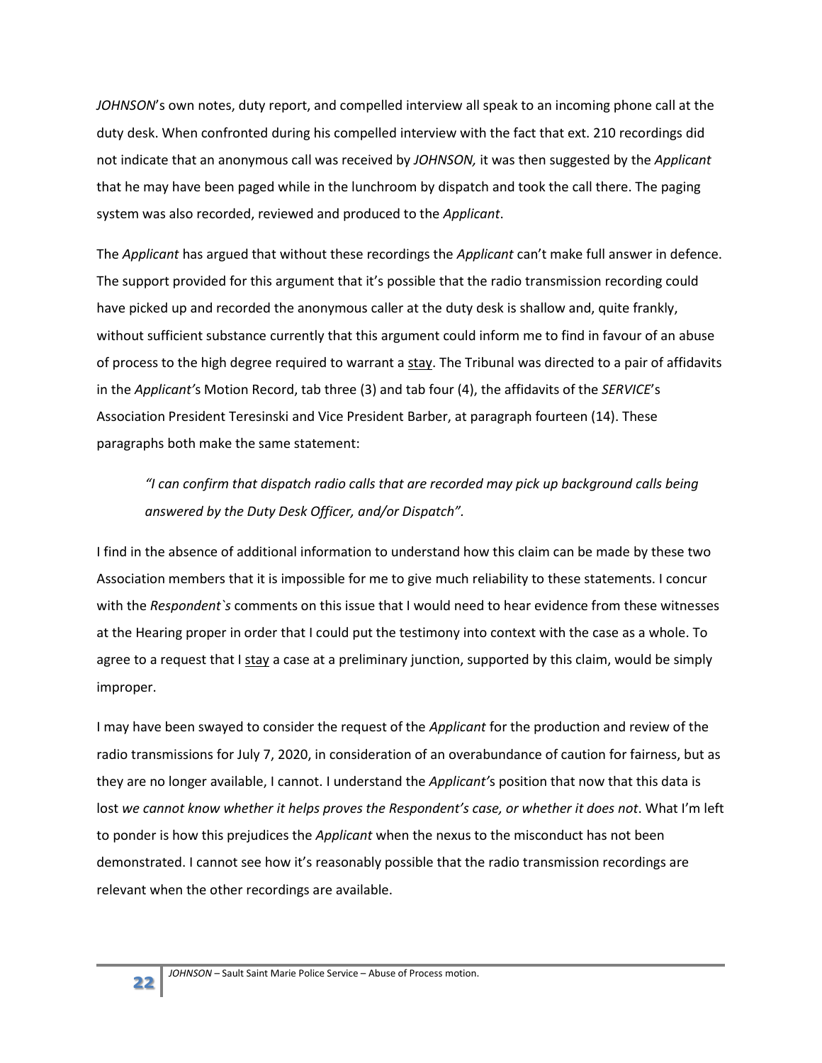*JOHNSON*'s own notes, duty report, and compelled interview all speak to an incoming phone call at the duty desk. When confronted during his compelled interview with the fact that ext. 210 recordings did not indicate that an anonymous call was received by *JOHNSON,* it was then suggested by the *Applicant* that he may have been paged while in the lunchroom by dispatch and took the call there. The paging system was also recorded, reviewed and produced to the *Applicant*.

The *Applicant* has argued that without these recordings the *Applicant* can't make full answer in defence. The support provided for this argument that it's possible that the radio transmission recording could have picked up and recorded the anonymous caller at the duty desk is shallow and, quite frankly, without sufficient substance currently that this argument could inform me to find in favour of an abuse of process to the high degree required to warrant a <u>stay</u>. The Tribunal was directed to a pair of affidavits in the *Applicant'*s Motion Record, tab three (3) and tab four (4), the affidavits of the *SERVICE*'s Association President Teresinski and Vice President Barber, at paragraph fourteen (14). These paragraphs both make the same statement:

> *"I can confirm that dispatch radio calls that are recorded may pick up background calls being answered by the Duty Desk Officer, and/or Dispatch".*

I find in the absence of additional information to understand how this claim can be made by these two Association members that it is impossible for me to give much reliability to these statements. I concur with the *Respondent`s* comments on this issue that I would need to hear evidence from these witnesses at the Hearing proper in order that I could put the testimony into context with the case as a whole. To agree to a request that I <u>stay</u> a case at a preliminary junction, supported by this claim, would be simply improper.

I may have been swayed to consider the request of the *Applicant* for the production and review of the radio transmissions for July 7, 2020, in consideration of an overabundance of caution for fairness, but as they are no longer available, I cannot. I understand the *Applicant'*s position that now that this data is lost *we cannot know whether it helps proves the Respondent's case, or whether it does not*. What I'm left to ponder is how this prejudices the *Applicant* when the nexus to the misconduct has not been demonstrated. I cannot see how it's reasonably possible that the radio transmission recordings are relevant when the other recordings are available.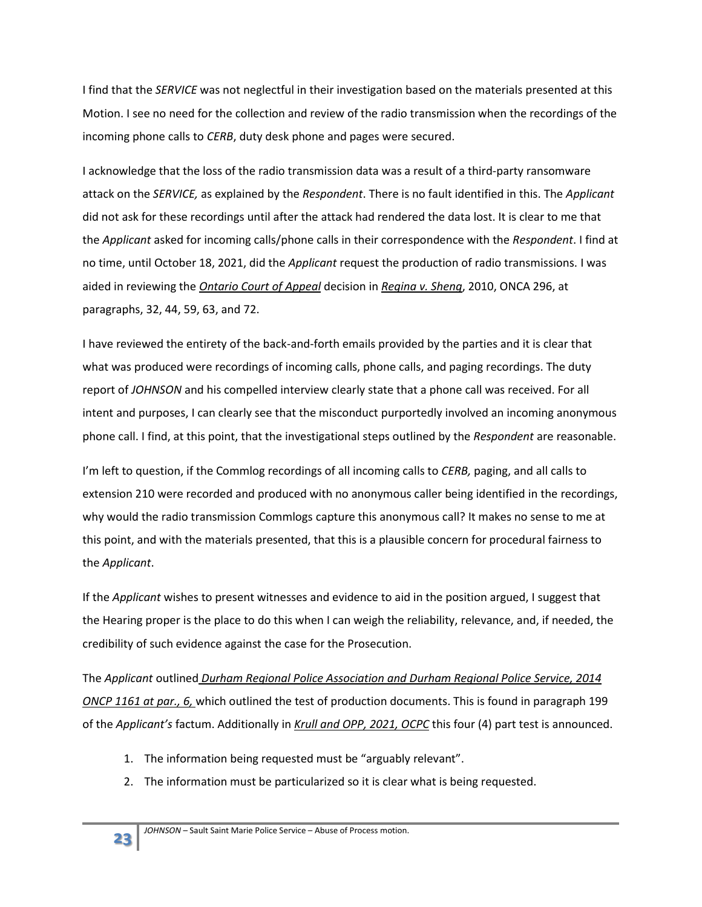I find that the *SERVICE* was not neglectful in their investigation based on the materials presented at this Motion. I see no need for the collection and review of the radio transmission when the recordings of the incoming phone calls to *CERB*, duty desk phone and pages were secured.

I acknowledge that the loss of the radio transmission data was a result of a third-party ransomware attack on the *SERVICE,* as explained by the *Respondent*. There is no fault identified in this. The *Applicant* did not ask for these recordings until after the attack had rendered the data lost. It is clear to me that the *Applicant* asked for incoming calls/phone calls in their correspondence with the *Respondent*. I find at no time, until October 18, 2021, did the *Applicant* request the production of radio transmissions. I was aided in reviewing the *Ontario Court of Appeal* decision in *Regina v. Sheng*, 2010, ONCA 296, at paragraphs, 32, 44, 59, 63, and 72.

I have reviewed the entirety of the back-and-forth emails provided by the parties and it is clear that what was produced were recordings of incoming calls, phone calls, and paging recordings. The duty report of *JOHNSON* and his compelled interview clearly state that a phone call was received. For all intent and purposes, I can clearly see that the misconduct purportedly involved an incoming anonymous phone call. I find, at this point, that the investigational steps outlined by the *Respondent* are reasonable.

I'm left to question, if the Commlog recordings of all incoming calls to *CERB,* paging, and all calls to extension 210 were recorded and produced with no anonymous caller being identified in the recordings, why would the radio transmission Commlogs capture this anonymous call? It makes no sense to me at this point, and with the materials presented, that this is a plausible concern for procedural fairness to the *Applicant*.

If the *Applicant* wishes to present witnesses and evidence to aid in the position argued, I suggest that the Hearing proper is the place to do this when I can weigh the reliability, relevance, and, if needed, the credibility of such evidence against the case for the Prosecution.

The *Applicant* outlined *Durham Regional Police Association and Durham Regional Police Service, 2014 ONCP 1161 at par., 6,* which outlined the test of production documents. This is found in paragraph 199 of the *Applicant's* factum. Additionally in *Krull and OPP, 2021, OCPC* this four (4) part test is announced.

1. The information being requested must be "arguably relevant".
2. The information must be particularized so it is clear what is being requested.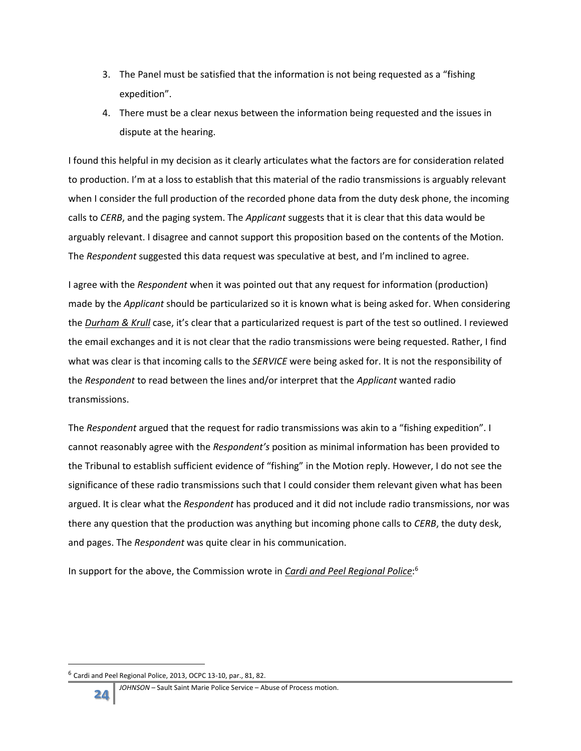3. The Panel must be satisfied that the information is not being requested as a "fishing expedition".
4. There must be a clear nexus between the information being requested and the issues in dispute at the hearing.

I found this helpful in my decision as it clearly articulates what the factors are for consideration related to production. I'm at a loss to establish that this material of the radio transmissions is arguably relevant when I consider the full production of the recorded phone data from the duty desk phone, the incoming calls to *CERB*, and the paging system. The *Applicant* suggests that it is clear that this data would be arguably relevant. I disagree and cannot support this proposition based on the contents of the Motion. The *Respondent* suggested this data request was speculative at best, and I'm inclined to agree.

I agree with the *Respondent* when it was pointed out that any request for information (production) made by the *Applicant* should be particularized so it is known what is being asked for. When considering the _*Durham & Krull*_ case, it's clear that a particularized request is part of the test so outlined. I reviewed the email exchanges and it is not clear that the radio transmissions were being requested. Rather, I find what was clear is that incoming calls to the *SERVICE* were being asked for. It is not the responsibility of the *Respondent* to read between the lines and/or interpret that the *Applicant* wanted radio transmissions.

The *Respondent* argued that the request for radio transmissions was akin to a "fishing expedition". I cannot reasonably agree with the *Respondent's* position as minimal information has been provided to the Tribunal to establish sufficient evidence of "fishing" in the Motion reply. However, I do not see the significance of these radio transmissions such that I could consider them relevant given what has been argued. It is clear what the *Respondent* has produced and it did not include radio transmissions, nor was there any question that the production was anything but incoming phone calls to *CERB*, the duty desk, and pages. The *Respondent* was quite clear in his communication.

In support for the above, the Commission wrote in _*Cardi and Peel Regional Police*_:[6]

[6] Cardi and Peel Regional Police, 2013, OCPC 13-10, par., 81, 82.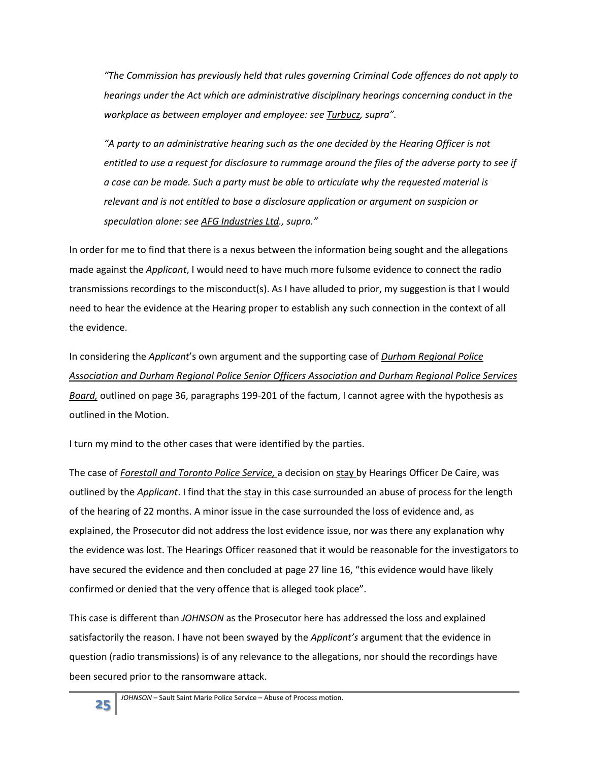*"The Commission has previously held that rules governing Criminal Code offences do not apply to hearings under the Act which are administrative disciplinary hearings concerning conduct in the workplace as between employer and employee: see Turbucz, supra".*

*"A party to an administrative hearing such as the one decided by the Hearing Officer is not entitled to use a request for disclosure to rummage around the files of the adverse party to see if a case can be made. Such a party must be able to articulate why the requested material is relevant and is not entitled to base a disclosure application or argument on suspicion or speculation alone: see AFG Industries Ltd., supra."*

In order for me to find that there is a nexus between the information being sought and the allegations made against the *Applicant*, I would need to have much more fulsome evidence to connect the radio transmissions recordings to the misconduct(s). As I have alluded to prior, my suggestion is that I would need to hear the evidence at the Hearing proper to establish any such connection in the context of all the evidence.

In considering the *Applicant*'s own argument and the supporting case of Durham Regional Police Association and Durham Regional Police Senior Officers Association and Durham Regional Police Services Board, outlined on page 36, paragraphs 199-201 of the factum, I cannot agree with the hypothesis as outlined in the Motion.

I turn my mind to the other cases that were identified by the parties.

The case of *Forestall and Toronto Police Service,* a decision on stay by Hearings Officer De Caire, was outlined by the *Applicant*. I find that the stay in this case surrounded an abuse of process for the length of the hearing of 22 months. A minor issue in the case surrounded the loss of evidence and, as explained, the Prosecutor did not address the lost evidence issue, nor was there any explanation why the evidence was lost. The Hearings Officer reasoned that it would be reasonable for the investigators to have secured the evidence and then concluded at page 27 line 16, "this evidence would have likely confirmed or denied that the very offence that is alleged took place".

This case is different than *JOHNSON* as the Prosecutor here has addressed the loss and explained satisfactorily the reason. I have not been swayed by the *Applicant's* argument that the evidence in question (radio transmissions) is of any relevance to the allegations, nor should the recordings have been secured prior to the ransomware attack.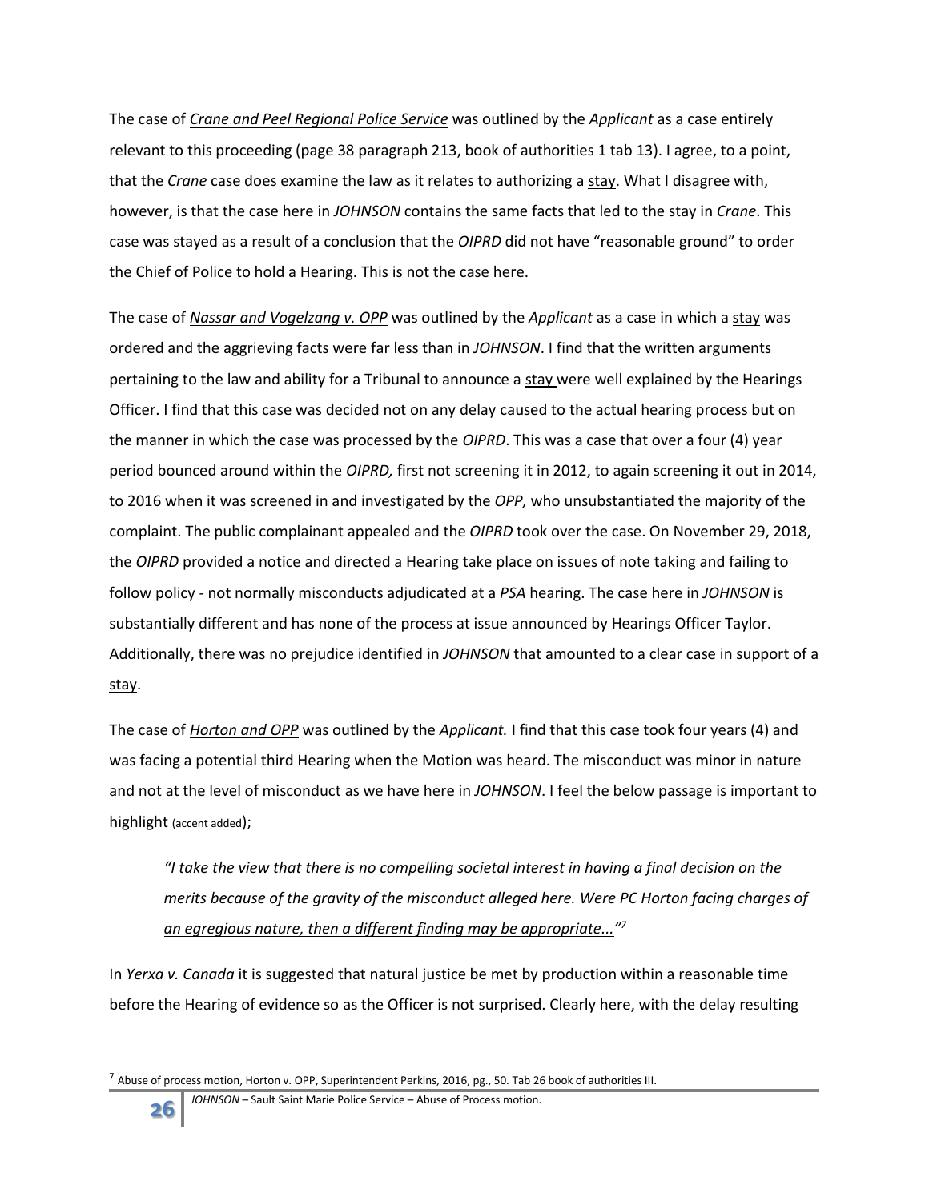The case of _Crane and Peel Regional Police Service_ was outlined by the *Applicant* as a case entirely relevant to this proceeding (page 38 paragraph 213, book of authorities 1 tab 13). I agree, to a point, that the *Crane* case does examine the law as it relates to authorizing a stay. What I disagree with, however, is that the case here in *JOHNSON* contains the same facts that led to the stay in *Crane*. This case was stayed as a result of a conclusion that the *OIPRD* did not have "reasonable ground" to order the Chief of Police to hold a Hearing. This is not the case here.

The case of _Nassar and Vogelzang v. OPP_ was outlined by the *Applicant* as a case in which a stay was ordered and the aggrieving facts were far less than in *JOHNSON*. I find that the written arguments pertaining to the law and ability for a Tribunal to announce a stay were well explained by the Hearings Officer. I find that this case was decided not on any delay caused to the actual hearing process but on the manner in which the case was processed by the *OIPRD*. This was a case that over a four (4) year period bounced around within the *OIPRD,* first not screening it in 2012, to again screening it out in 2014, to 2016 when it was screened in and investigated by the *OPP,* who unsubstantiated the majority of the complaint. The public complainant appealed and the *OIPRD* took over the case. On November 29, 2018, the *OIPRD* provided a notice and directed a Hearing take place on issues of note taking and failing to follow policy - not normally misconducts adjudicated at a *PSA* hearing. The case here in *JOHNSON* is substantially different and has none of the process at issue announced by Hearings Officer Taylor. Additionally, there was no prejudice identified in *JOHNSON* that amounted to a clear case in support of a stay.

The case of _Horton and OPP_ was outlined by the *Applicant.* I find that this case took four years (4) and was facing a potential third Hearing when the Motion was heard. The misconduct was minor in nature and not at the level of misconduct as we have here in *JOHNSON*. I feel the below passage is important to highlight (accent added);

> *"I take the view that there is no compelling societal interest in having a final decision on the merits because of the gravity of the misconduct alleged here. _Were PC Horton facing charges of an egregious nature, then a different finding may be appropriate..._"*[7]

In _Yerxa v. Canada_ it is suggested that natural justice be met by production within a reasonable time before the Hearing of evidence so as the Officer is not surprised. Clearly here, with the delay resulting

---

[7] Abuse of process motion, Horton v. OPP, Superintendent Perkins, 2016, pg., 50. Tab 26 book of authorities III.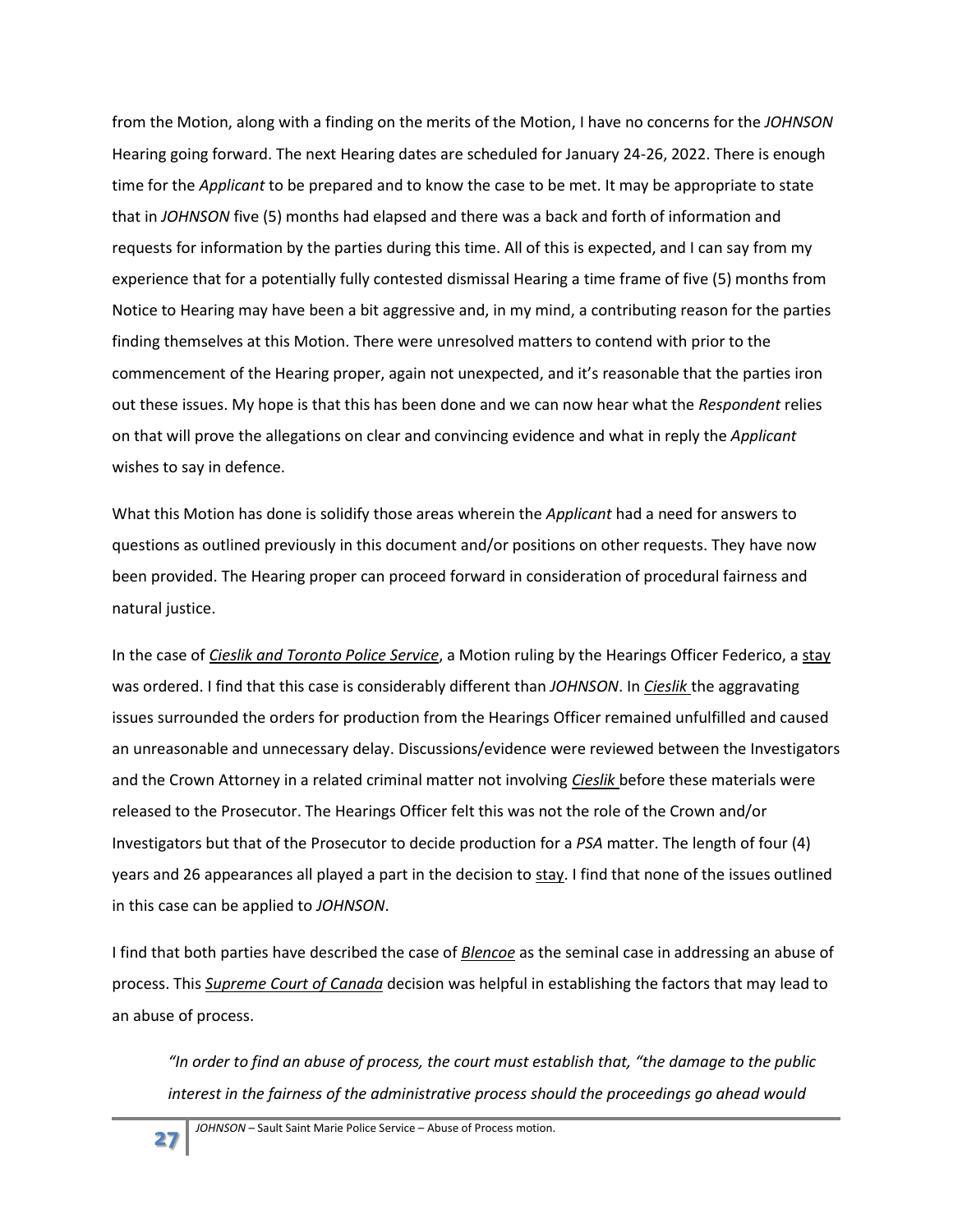from the Motion, along with a finding on the merits of the Motion, I have no concerns for the *JOHNSON* Hearing going forward. The next Hearing dates are scheduled for January 24-26, 2022. There is enough time for the *Applicant* to be prepared and to know the case to be met. It may be appropriate to state that in *JOHNSON* five (5) months had elapsed and there was a back and forth of information and requests for information by the parties during this time. All of this is expected, and I can say from my experience that for a potentially fully contested dismissal Hearing a time frame of five (5) months from Notice to Hearing may have been a bit aggressive and, in my mind, a contributing reason for the parties finding themselves at this Motion. There were unresolved matters to contend with prior to the commencement of the Hearing proper, again not unexpected, and it's reasonable that the parties iron out these issues. My hope is that this has been done and we can now hear what the *Respondent* relies on that will prove the allegations on clear and convincing evidence and what in reply the *Applicant* wishes to say in defence.

What this Motion has done is solidify those areas wherein the *Applicant* had a need for answers to questions as outlined previously in this document and/or positions on other requests. They have now been provided. The Hearing proper can proceed forward in consideration of procedural fairness and natural justice.

In the case of ***Cieslik and Toronto Police Service***, a Motion ruling by the Hearings Officer Federico, a stay was ordered. I find that this case is considerably different than *JOHNSON*. In ***Cieslik*** the aggravating issues surrounded the orders for production from the Hearings Officer remained unfulfilled and caused an unreasonable and unnecessary delay. Discussions/evidence were reviewed between the Investigators and the Crown Attorney in a related criminal matter not involving ***Cieslik*** before these materials were released to the Prosecutor. The Hearings Officer felt this was not the role of the Crown and/or Investigators but that of the Prosecutor to decide production for a *PSA* matter. The length of four (4) years and 26 appearances all played a part in the decision to stay. I find that none of the issues outlined in this case can be applied to *JOHNSON*.

I find that both parties have described the case of ***Blencoe*** as the seminal case in addressing an abuse of process. This ***Supreme Court of Canada*** decision was helpful in establishing the factors that may lead to an abuse of process.

> *"In order to find an abuse of process, the court must establish that, "the damage to the public interest in the fairness of the administrative process should the proceedings go ahead would*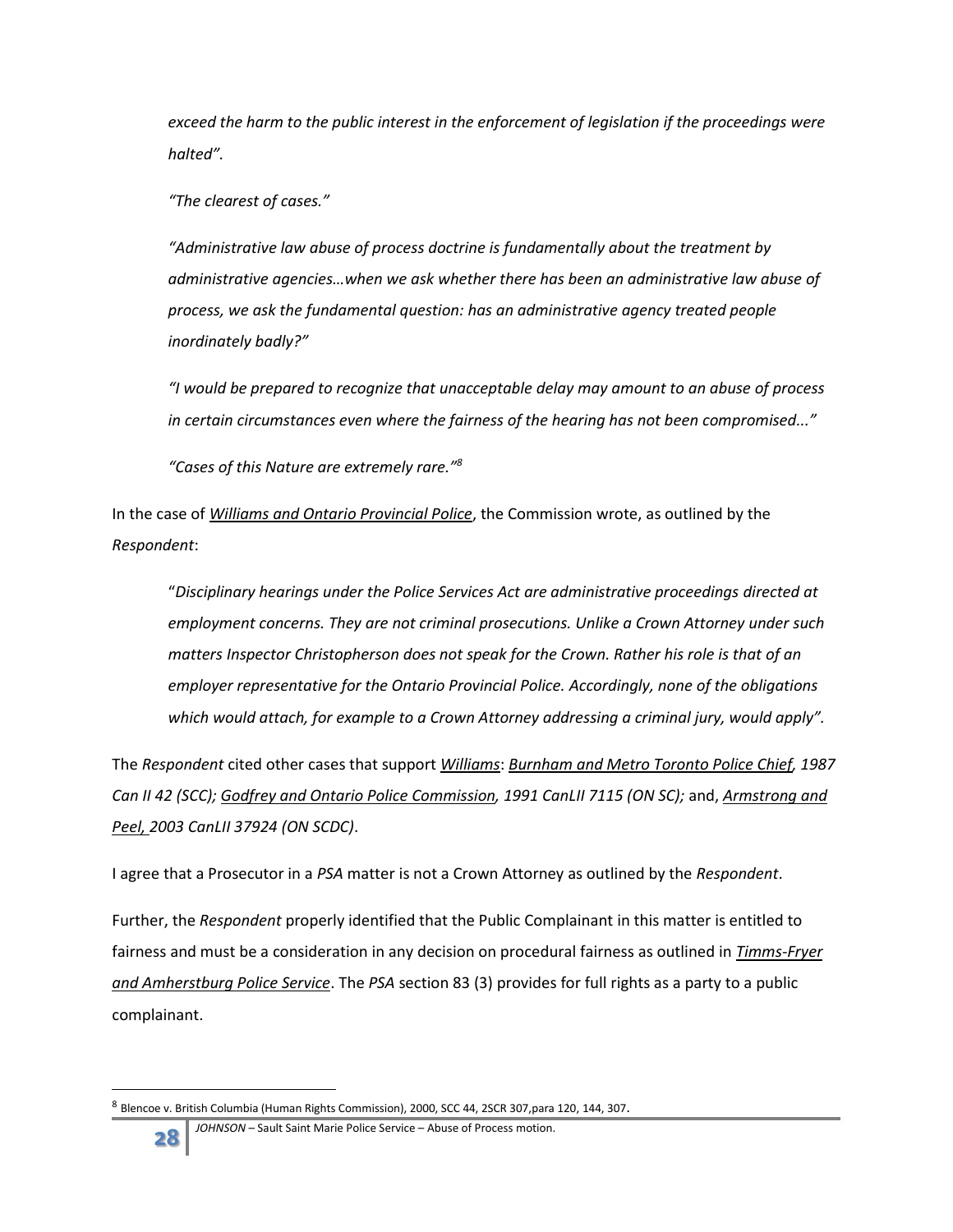> *exceed the harm to the public interest in the enforcement of legislation if the proceedings were halted".*
>
> *"The clearest of cases."*
>
> *"Administrative law abuse of process doctrine is fundamentally about the treatment by administrative agencies…when we ask whether there has been an administrative law abuse of process, we ask the fundamental question: has an administrative agency treated people inordinately badly?"*
>
> *"I would be prepared to recognize that unacceptable delay may amount to an abuse of process in certain circumstances even where the fairness of the hearing has not been compromised..."*
>
> *"Cases of this Nature are extremely rare."*[8]

In the case of *Williams and Ontario Provincial Police*, the Commission wrote, as outlined by the *Respondent*:

> "*Disciplinary hearings under the Police Services Act are administrative proceedings directed at employment concerns. They are not criminal prosecutions. Unlike a Crown Attorney under such matters Inspector Christopherson does not speak for the Crown. Rather his role is that of an employer representative for the Ontario Provincial Police. Accordingly, none of the obligations which would attach, for example to a Crown Attorney addressing a criminal jury, would apply".*

The *Respondent* cited other cases that support *Williams*: *Burnham and Metro Toronto Police Chief, 1987 Can II 42 (SCC); Godfrey and Ontario Police Commission, 1991 CanLII 7115 (ON SC);* and, *Armstrong and Peel, 2003 CanLII 37924 (ON SCDC)*.

I agree that a Prosecutor in a *PSA* matter is not a Crown Attorney as outlined by the *Respondent*.

Further, the *Respondent* properly identified that the Public Complainant in this matter is entitled to fairness and must be a consideration in any decision on procedural fairness as outlined in *Timms-Fryer and Amherstburg Police Service*. The *PSA* section 83 (3) provides for full rights as a party to a public complainant.

---

[8] Blencoe v. British Columbia (Human Rights Commission), 2000, SCC 44, 2SCR 307,para 120, 144, 307.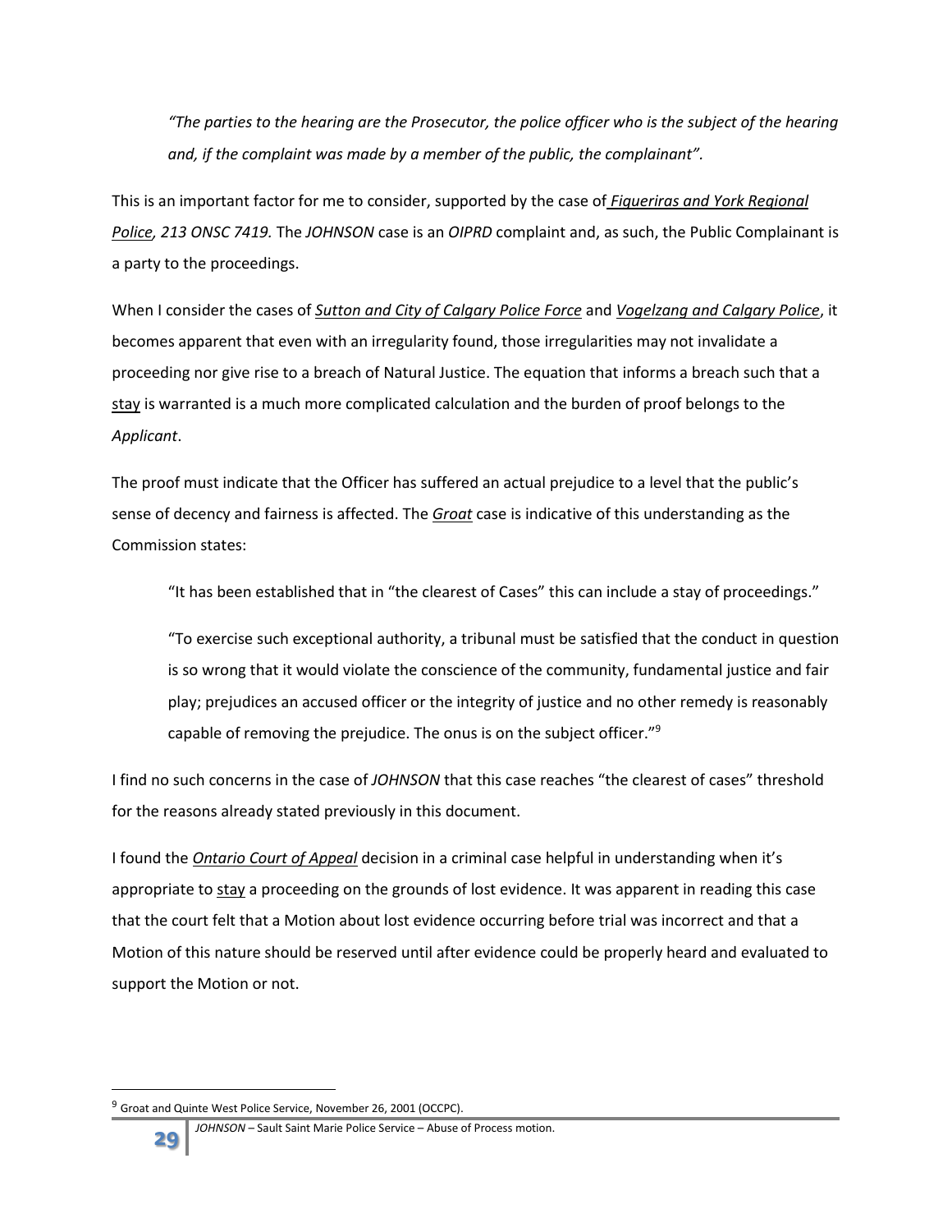*"The parties to the hearing are the Prosecutor, the police officer who is the subject of the hearing and, if the complaint was made by a member of the public, the complainant".*

This is an important factor for me to consider, supported by the case of *Figueiras and York Regional Police, 213 ONSC 7419.* The *JOHNSON* case is an *OIPRD* complaint and, as such, the Public Complainant is a party to the proceedings.

When I consider the cases of *Sutton and City of Calgary Police Force* and *Vogelzang and Calgary Police*, it becomes apparent that even with an irregularity found, those irregularities may not invalidate a proceeding nor give rise to a breach of Natural Justice. The equation that informs a breach such that a stay is warranted is a much more complicated calculation and the burden of proof belongs to the *Applicant*.

The proof must indicate that the Officer has suffered an actual prejudice to a level that the public's sense of decency and fairness is affected. The *Groat* case is indicative of this understanding as the Commission states:

> "It has been established that in "the clearest of Cases" this can include a stay of proceedings."
>
> "To exercise such exceptional authority, a tribunal must be satisfied that the conduct in question is so wrong that it would violate the conscience of the community, fundamental justice and fair play; prejudices an accused officer or the integrity of justice and no other remedy is reasonably capable of removing the prejudice. The onus is on the subject officer."[9]

I find no such concerns in the case of *JOHNSON* that this case reaches "the clearest of cases" threshold for the reasons already stated previously in this document.

I found the *Ontario Court of Appeal* decision in a criminal case helpful in understanding when it's appropriate to stay a proceeding on the grounds of lost evidence. It was apparent in reading this case that the court felt that a Motion about lost evidence occurring before trial was incorrect and that a Motion of this nature should be reserved until after evidence could be properly heard and evaluated to support the Motion or not.

---

[9] Groat and Quinte West Police Service, November 26, 2001 (OCCPC).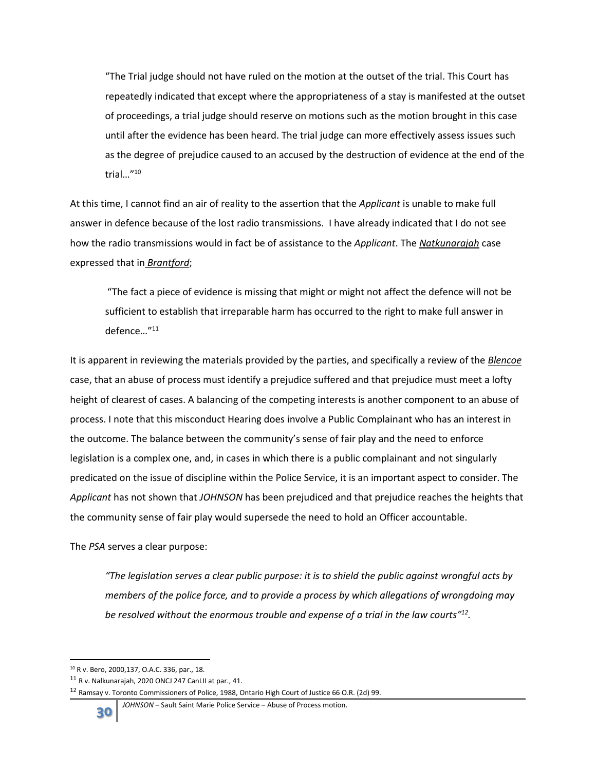> "The Trial judge should not have ruled on the motion at the outset of the trial. This Court has repeatedly indicated that except where the appropriateness of a stay is manifested at the outset of proceedings, a trial judge should reserve on motions such as the motion brought in this case until after the evidence has been heard. The trial judge can more effectively assess issues such as the degree of prejudice caused to an accused by the destruction of evidence at the end of the trial…"[10]

At this time, I cannot find an air of reality to the assertion that the *Applicant* is unable to make full answer in defence because of the lost radio transmissions. I have already indicated that I do not see how the radio transmissions would in fact be of assistance to the *Applicant*. The ***Natkunarajah*** case expressed that in ***Brantford***;

> "The fact a piece of evidence is missing that might or might not affect the defence will not be sufficient to establish that irreparable harm has occurred to the right to make full answer in defence…"[11]

It is apparent in reviewing the materials provided by the parties, and specifically a review of the ***Blencoe*** case, that an abuse of process must identify a prejudice suffered and that prejudice must meet a lofty height of clearest of cases. A balancing of the competing interests is another component to an abuse of process. I note that this misconduct Hearing does involve a Public Complainant who has an interest in the outcome. The balance between the community's sense of fair play and the need to enforce legislation is a complex one, and, in cases in which there is a public complainant and not singularly predicated on the issue of discipline within the Police Service, it is an important aspect to consider. The *Applicant* has not shown that *JOHNSON* has been prejudiced and that prejudice reaches the heights that the community sense of fair play would supersede the need to hold an Officer accountable.

The *PSA* serves a clear purpose:

> *"The legislation serves a clear public purpose: it is to shield the public against wrongful acts by members of the police force, and to provide a process by which allegations of wrongdoing may be resolved without the enormous trouble and expense of a trial in the law courts"[12].*

---

[10] R v. Bero, 2000,137, O.A.C. 336, par., 18.

[11] R v. Nalkunarajah, 2020 ONCJ 247 CanLII at par., 41.

[12] Ramsay v. Toronto Commissioners of Police, 1988, Ontario High Court of Justice 66 O.R. (2d) 99.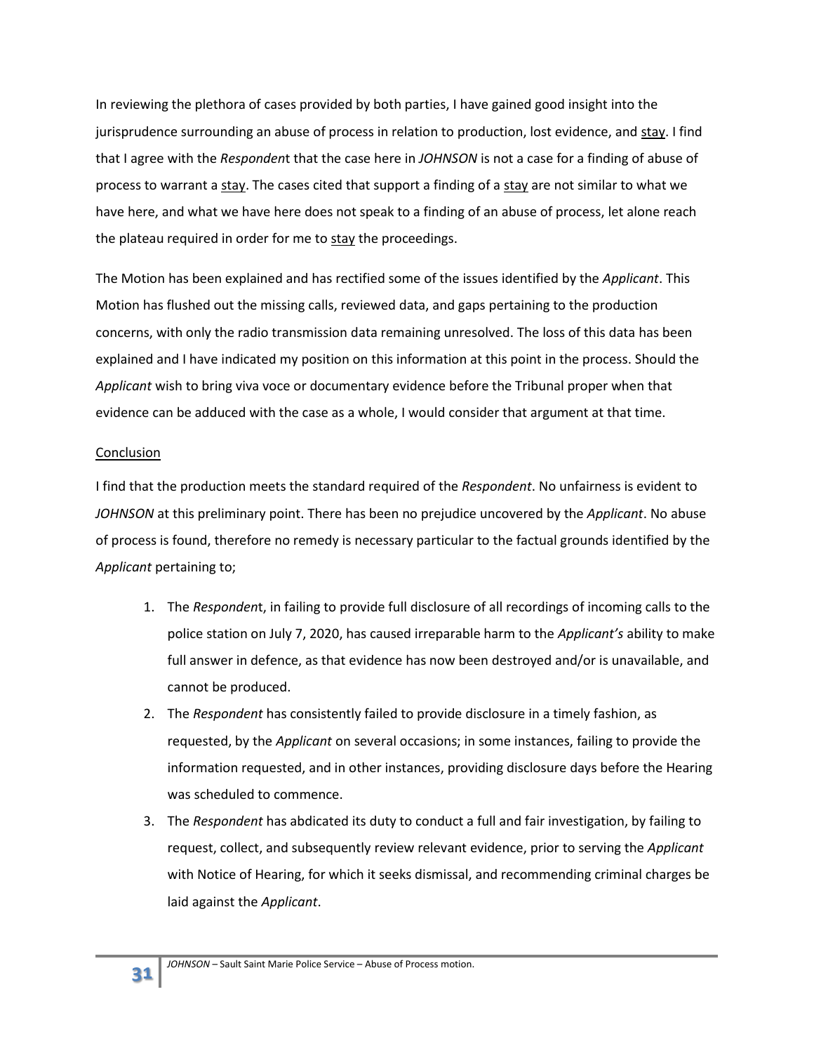In reviewing the plethora of cases provided by both parties, I have gained good insight into the jurisprudence surrounding an abuse of process in relation to production, lost evidence, and <u>stay</u>. I find that I agree with the *Respondent* that the case here in *JOHNSON* is not a case for a finding of abuse of process to warrant a <u>stay</u>. The cases cited that support a finding of a <u>stay</u> are not similar to what we have here, and what we have here does not speak to a finding of an abuse of process, let alone reach the plateau required in order for me to <u>stay</u> the proceedings.

The Motion has been explained and has rectified some of the issues identified by the *Applicant*. This Motion has flushed out the missing calls, reviewed data, and gaps pertaining to the production concerns, with only the radio transmission data remaining unresolved. The loss of this data has been explained and I have indicated my position on this information at this point in the process. Should the *Applicant* wish to bring viva voce or documentary evidence before the Tribunal proper when that evidence can be adduced with the case as a whole, I would consider that argument at that time.

<u>Conclusion</u>

I find that the production meets the standard required of the *Respondent*. No unfairness is evident to *JOHNSON* at this preliminary point. There has been no prejudice uncovered by the *Applicant*. No abuse of process is found, therefore no remedy is necessary particular to the factual grounds identified by the *Applicant* pertaining to;

1. The *Respondent*, in failing to provide full disclosure of all recordings of incoming calls to the police station on July 7, 2020, has caused irreparable harm to the *Applicant's* ability to make full answer in defence, as that evidence has now been destroyed and/or is unavailable, and cannot be produced.
2. The *Respondent* has consistently failed to provide disclosure in a timely fashion, as requested, by the *Applicant* on several occasions; in some instances, failing to provide the information requested, and in other instances, providing disclosure days before the Hearing was scheduled to commence.
3. The *Respondent* has abdicated its duty to conduct a full and fair investigation, by failing to request, collect, and subsequently review relevant evidence, prior to serving the *Applicant* with Notice of Hearing, for which it seeks dismissal, and recommending criminal charges be laid against the *Applicant*.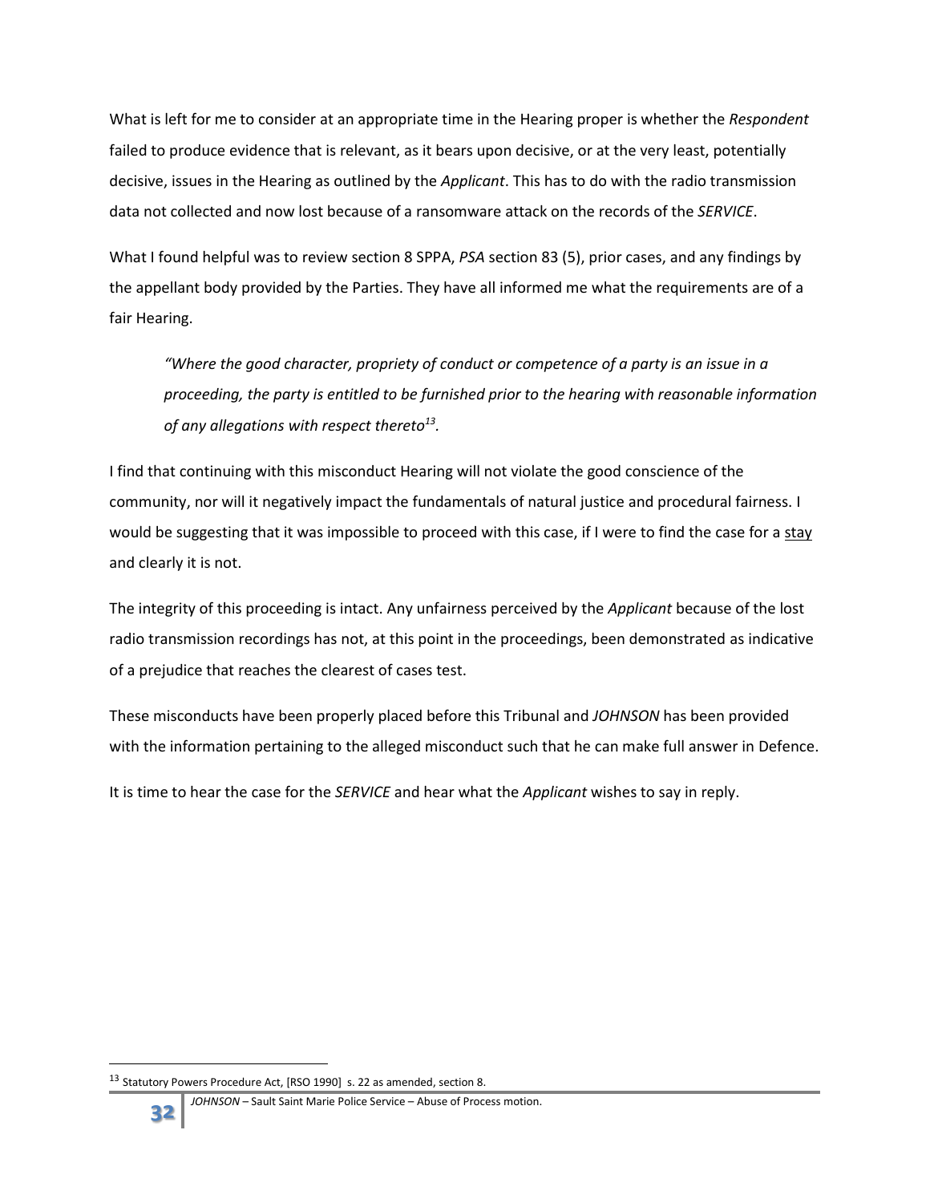What is left for me to consider at an appropriate time in the Hearing proper is whether the *Respondent* failed to produce evidence that is relevant, as it bears upon decisive, or at the very least, potentially decisive, issues in the Hearing as outlined by the *Applicant*. This has to do with the radio transmission data not collected and now lost because of a ransomware attack on the records of the *SERVICE*.

What I found helpful was to review section 8 SPPA, *PSA* section 83 (5), prior cases, and any findings by the appellant body provided by the Parties. They have all informed me what the requirements are of a fair Hearing.

> *"Where the good character, propriety of conduct or competence of a party is an issue in a proceeding, the party is entitled to be furnished prior to the hearing with reasonable information of any allegations with respect thereto*[13]*.*

I find that continuing with this misconduct Hearing will not violate the good conscience of the community, nor will it negatively impact the fundamentals of natural justice and procedural fairness. I would be suggesting that it was impossible to proceed with this case, if I were to find the case for a <u>stay</u> and clearly it is not.

The integrity of this proceeding is intact. Any unfairness perceived by the *Applicant* because of the lost radio transmission recordings has not, at this point in the proceedings, been demonstrated as indicative of a prejudice that reaches the clearest of cases test.

These misconducts have been properly placed before this Tribunal and *JOHNSON* has been provided with the information pertaining to the alleged misconduct such that he can make full answer in Defence.

It is time to hear the case for the *SERVICE* and hear what the *Applicant* wishes to say in reply.

---

[13] Statutory Powers Procedure Act, [RSO 1990] s. 22 as amended, section 8.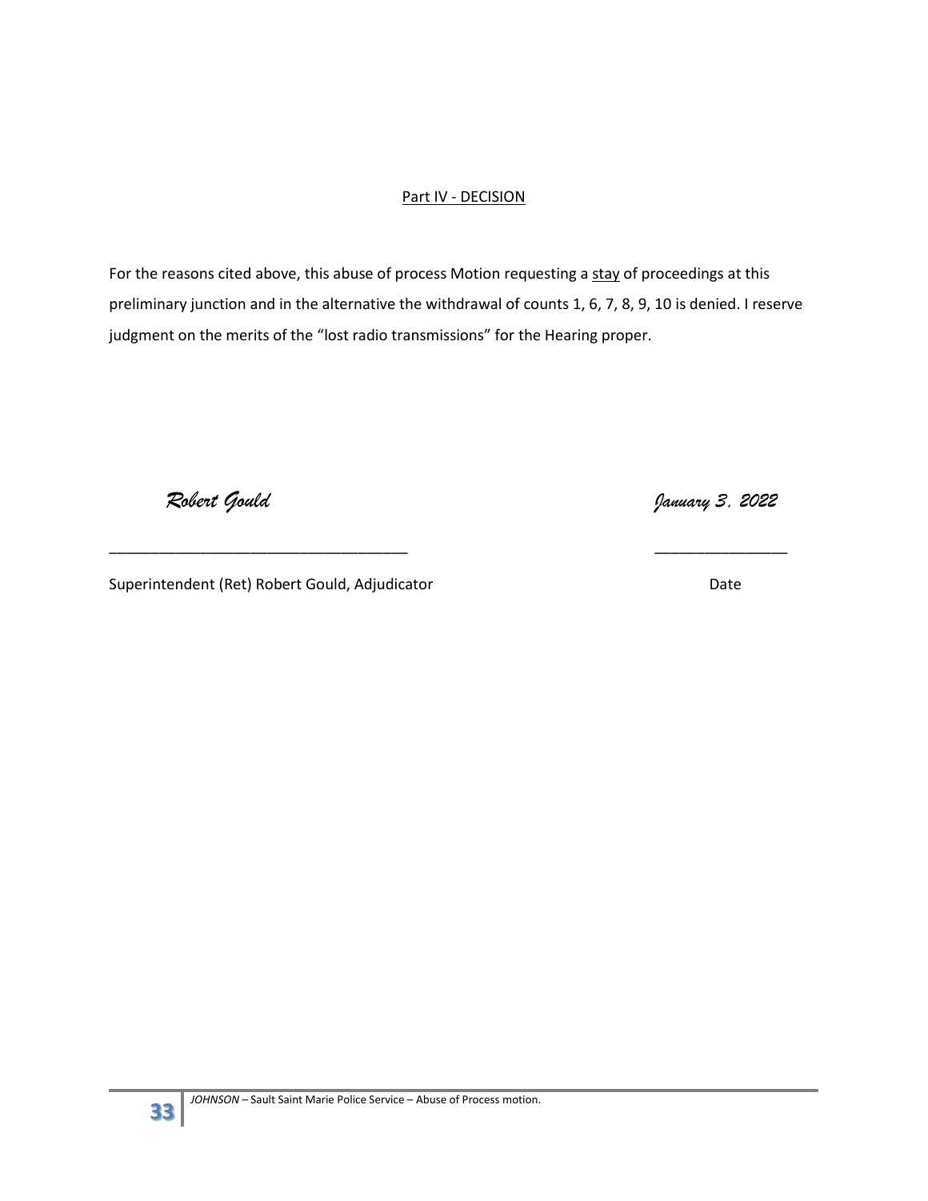## Part IV - DECISION

For the reasons cited above, this abuse of process Motion requesting a stay of proceedings at this preliminary junction and in the alternative the withdrawal of counts 1, 6, 7, 8, 9, 10 is denied. I reserve judgment on the merits of the "lost radio transmissions" for the Hearing proper.

*Robert Gould* *January 3, 2022*

\_\_\_\_\_\_\_\_\_\_\_\_\_\_\_\_\_\_\_\_\_\_\_\_\_\_\_\_\_\_\_\_\_\_\_ \_\_\_\_\_\_\_\_\_\_\_\_\_\_\_\_

Superintendent (Ret) Robert Gould, Adjudicator Date